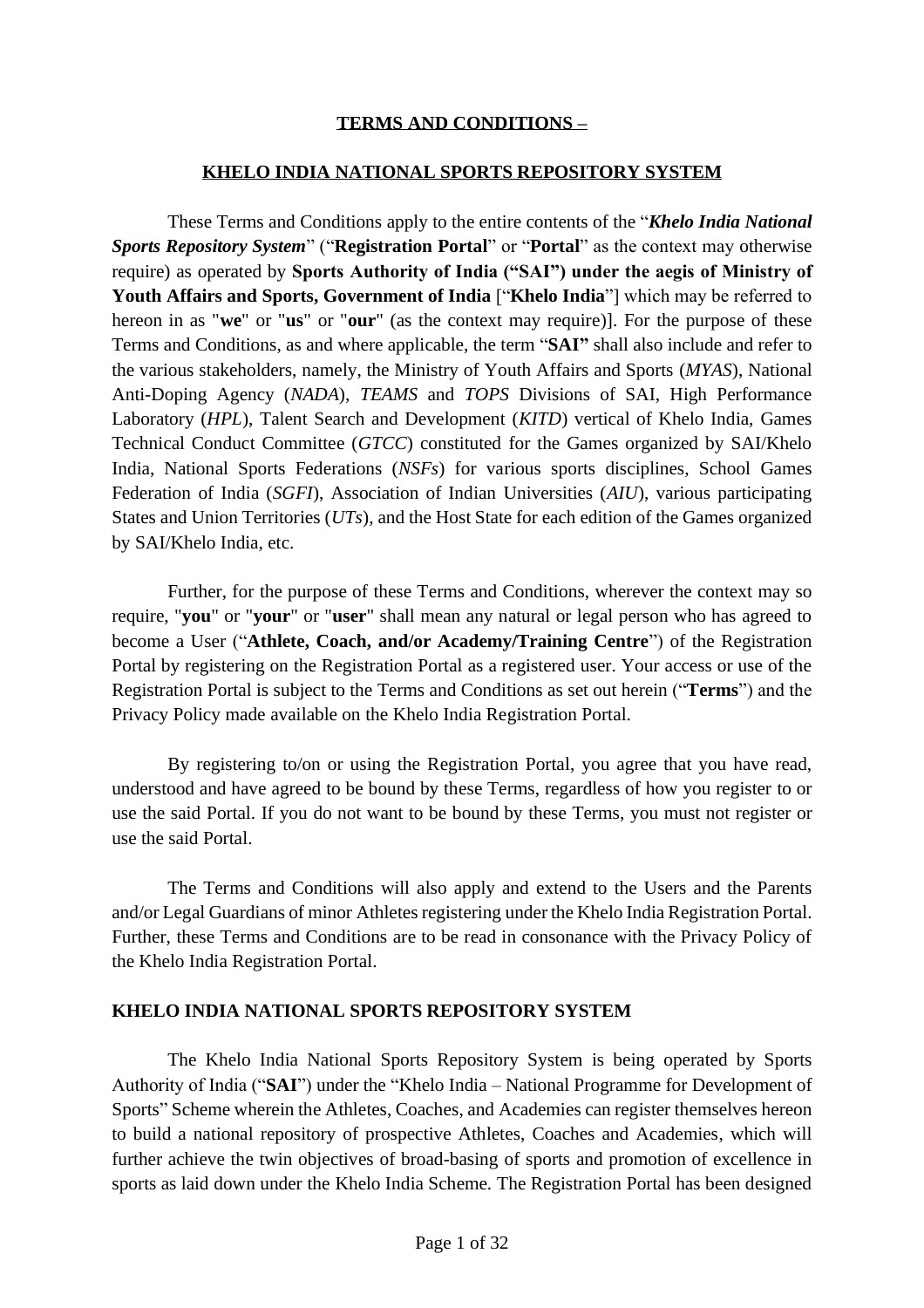# TERMS AND CONDITIONS –

## KHELO INDIA NATIONAL SPORTS REPOSITORY SYSTEM

These Terms and Conditions apply to the entire contents of the "***Khelo India National Sports Repository System***" ("**Registration Portal**" or "**Portal**" as the context may otherwise require) as operated by **Sports Authority of India ("SAI") under the aegis of Ministry of Youth Affairs and Sports, Government of India** ["**Khelo India**"] which may be referred to hereon in as "**we**" or "**us**" or "**our**" (as the context may require)]. For the purpose of these Terms and Conditions, as and where applicable, the term "**SAI"** shall also include and refer to the various stakeholders, namely, the Ministry of Youth Affairs and Sports (*MYAS*), National Anti-Doping Agency (*NADA*), *TEAMS* and *TOPS* Divisions of SAI, High Performance Laboratory (*HPL*), Talent Search and Development (*KITD*) vertical of Khelo India, Games Technical Conduct Committee (*GTCC*) constituted for the Games organized by SAI/Khelo India, National Sports Federations (*NSFs*) for various sports disciplines, School Games Federation of India (*SGFI*), Association of Indian Universities (*AIU*), various participating States and Union Territories (*UTs*), and the Host State for each edition of the Games organized by SAI/Khelo India, etc.

Further, for the purpose of these Terms and Conditions, wherever the context may so require, "**you**" or "**your**" or "**user**" shall mean any natural or legal person who has agreed to become a User ("**Athlete, Coach, and/or Academy/Training Centre**") of the Registration Portal by registering on the Registration Portal as a registered user. Your access or use of the Registration Portal is subject to the Terms and Conditions as set out herein ("**Terms**") and the Privacy Policy made available on the Khelo India Registration Portal.

By registering to/on or using the Registration Portal, you agree that you have read, understood and have agreed to be bound by these Terms, regardless of how you register to or use the said Portal. If you do not want to be bound by these Terms, you must not register or use the said Portal.

The Terms and Conditions will also apply and extend to the Users and the Parents and/or Legal Guardians of minor Athletes registering under the Khelo India Registration Portal. Further, these Terms and Conditions are to be read in consonance with the Privacy Policy of the Khelo India Registration Portal.

## KHELO INDIA NATIONAL SPORTS REPOSITORY SYSTEM

The Khelo India National Sports Repository System is being operated by Sports Authority of India ("**SAI**") under the "Khelo India – National Programme for Development of Sports" Scheme wherein the Athletes, Coaches, and Academies can register themselves hereon to build a national repository of prospective Athletes, Coaches and Academies, which will further achieve the twin objectives of broad-basing of sports and promotion of excellence in sports as laid down under the Khelo India Scheme. The Registration Portal has been designed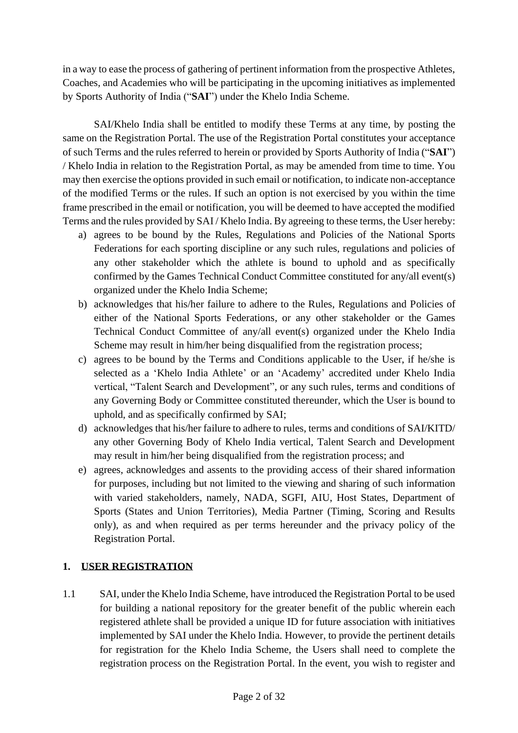in a way to ease the process of gathering of pertinent information from the prospective Athletes, Coaches, and Academies who will be participating in the upcoming initiatives as implemented by Sports Authority of India ("**SAI**") under the Khelo India Scheme.

SAI/Khelo India shall be entitled to modify these Terms at any time, by posting the same on the Registration Portal. The use of the Registration Portal constitutes your acceptance of such Terms and the rules referred to herein or provided by Sports Authority of India ("**SAI**") / Khelo India in relation to the Registration Portal, as may be amended from time to time. You may then exercise the options provided in such email or notification, to indicate non-acceptance of the modified Terms or the rules. If such an option is not exercised by you within the time frame prescribed in the email or notification, you will be deemed to have accepted the modified Terms and the rules provided by SAI / Khelo India. By agreeing to these terms, the User hereby:

a) agrees to be bound by the Rules, Regulations and Policies of the National Sports Federations for each sporting discipline or any such rules, regulations and policies of any other stakeholder which the athlete is bound to uphold and as specifically confirmed by the Games Technical Conduct Committee constituted for any/all event(s) organized under the Khelo India Scheme;
b) acknowledges that his/her failure to adhere to the Rules, Regulations and Policies of either of the National Sports Federations, or any other stakeholder or the Games Technical Conduct Committee of any/all event(s) organized under the Khelo India Scheme may result in him/her being disqualified from the registration process;
c) agrees to be bound by the Terms and Conditions applicable to the User, if he/she is selected as a 'Khelo India Athlete' or an 'Academy' accredited under Khelo India vertical, "Talent Search and Development", or any such rules, terms and conditions of any Governing Body or Committee constituted thereunder, which the User is bound to uphold, and as specifically confirmed by SAI;
d) acknowledges that his/her failure to adhere to rules, terms and conditions of SAI/KITD/ any other Governing Body of Khelo India vertical, Talent Search and Development may result in him/her being disqualified from the registration process; and
e) agrees, acknowledges and assents to the providing access of their shared information for purposes, including but not limited to the viewing and sharing of such information with varied stakeholders, namely, NADA, SGFI, AIU, Host States, Department of Sports (States and Union Territories), Media Partner (Timing, Scoring and Results only), as and when required as per terms hereunder and the privacy policy of the Registration Portal.

## 1. USER REGISTRATION

1.1 SAI, under the Khelo India Scheme, have introduced the Registration Portal to be used for building a national repository for the greater benefit of the public wherein each registered athlete shall be provided a unique ID for future association with initiatives implemented by SAI under the Khelo India. However, to provide the pertinent details for registration for the Khelo India Scheme, the Users shall need to complete the registration process on the Registration Portal. In the event, you wish to register and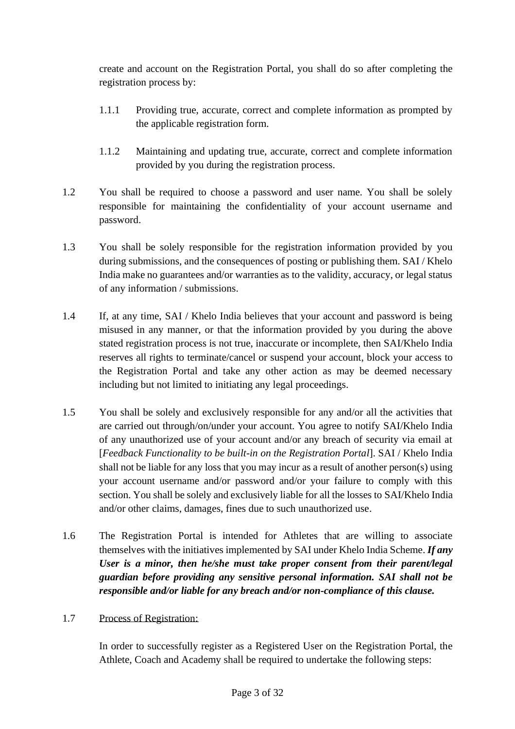create and account on the Registration Portal, you shall do so after completing the registration process by:

1.1.1 Providing true, accurate, correct and complete information as prompted by the applicable registration form.

1.1.2 Maintaining and updating true, accurate, correct and complete information provided by you during the registration process.

1.2 You shall be required to choose a password and user name. You shall be solely responsible for maintaining the confidentiality of your account username and password.

1.3 You shall be solely responsible for the registration information provided by you during submissions, and the consequences of posting or publishing them. SAI / Khelo India make no guarantees and/or warranties as to the validity, accuracy, or legal status of any information / submissions.

1.4 If, at any time, SAI / Khelo India believes that your account and password is being misused in any manner, or that the information provided by you during the above stated registration process is not true, inaccurate or incomplete, then SAI/Khelo India reserves all rights to terminate/cancel or suspend your account, block your access to the Registration Portal and take any other action as may be deemed necessary including but not limited to initiating any legal proceedings.

1.5 You shall be solely and exclusively responsible for any and/or all the activities that are carried out through/on/under your account. You agree to notify SAI/Khelo India of any unauthorized use of your account and/or any breach of security via email at [*Feedback Functionality to be built-in on the Registration Portal*]. SAI / Khelo India shall not be liable for any loss that you may incur as a result of another person(s) using your account username and/or password and/or your failure to comply with this section. You shall be solely and exclusively liable for all the losses to SAI/Khelo India and/or other claims, damages, fines due to such unauthorized use.

1.6 The Registration Portal is intended for Athletes that are willing to associate themselves with the initiatives implemented by SAI under Khelo India Scheme. ***If any User is a minor, then he/she must take proper consent from their parent/legal guardian before providing any sensitive personal information. SAI shall not be responsible and/or liable for any breach and/or non-compliance of this clause.***

1.7 Process of Registration:

In order to successfully register as a Registered User on the Registration Portal, the Athlete, Coach and Academy shall be required to undertake the following steps: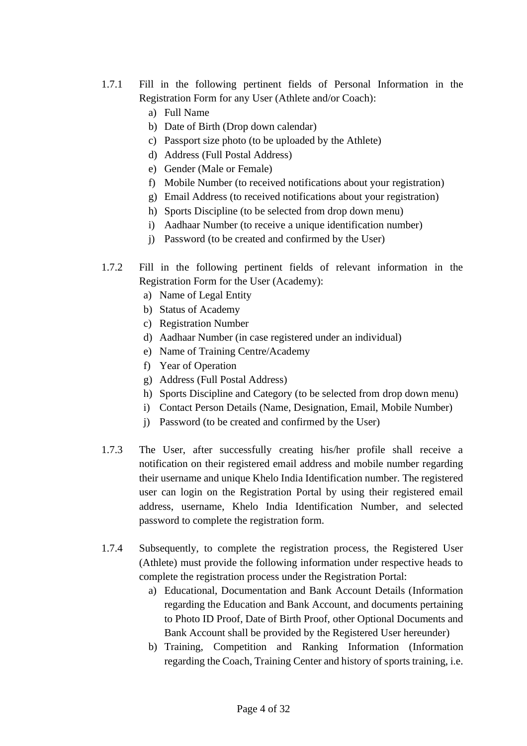1.7.1 Fill in the following pertinent fields of Personal Information in the Registration Form for any User (Athlete and/or Coach):

a) Full Name
b) Date of Birth (Drop down calendar)
c) Passport size photo (to be uploaded by the Athlete)
d) Address (Full Postal Address)
e) Gender (Male or Female)
f) Mobile Number (to received notifications about your registration)
g) Email Address (to received notifications about your registration)
h) Sports Discipline (to be selected from drop down menu)
i) Aadhaar Number (to receive a unique identification number)
j) Password (to be created and confirmed by the User)

1.7.2 Fill in the following pertinent fields of relevant information in the Registration Form for the User (Academy):

a) Name of Legal Entity
b) Status of Academy
c) Registration Number
d) Aadhaar Number (in case registered under an individual)
e) Name of Training Centre/Academy
f) Year of Operation
g) Address (Full Postal Address)
h) Sports Discipline and Category (to be selected from drop down menu)
i) Contact Person Details (Name, Designation, Email, Mobile Number)
j) Password (to be created and confirmed by the User)

1.7.3 The User, after successfully creating his/her profile shall receive a notification on their registered email address and mobile number regarding their username and unique Khelo India Identification number. The registered user can login on the Registration Portal by using their registered email address, username, Khelo India Identification Number, and selected password to complete the registration form.

1.7.4 Subsequently, to complete the registration process, the Registered User (Athlete) must provide the following information under respective heads to complete the registration process under the Registration Portal:

a) Educational, Documentation and Bank Account Details (Information regarding the Education and Bank Account, and documents pertaining to Photo ID Proof, Date of Birth Proof, other Optional Documents and Bank Account shall be provided by the Registered User hereunder)
b) Training, Competition and Ranking Information (Information regarding the Coach, Training Center and history of sports training, i.e.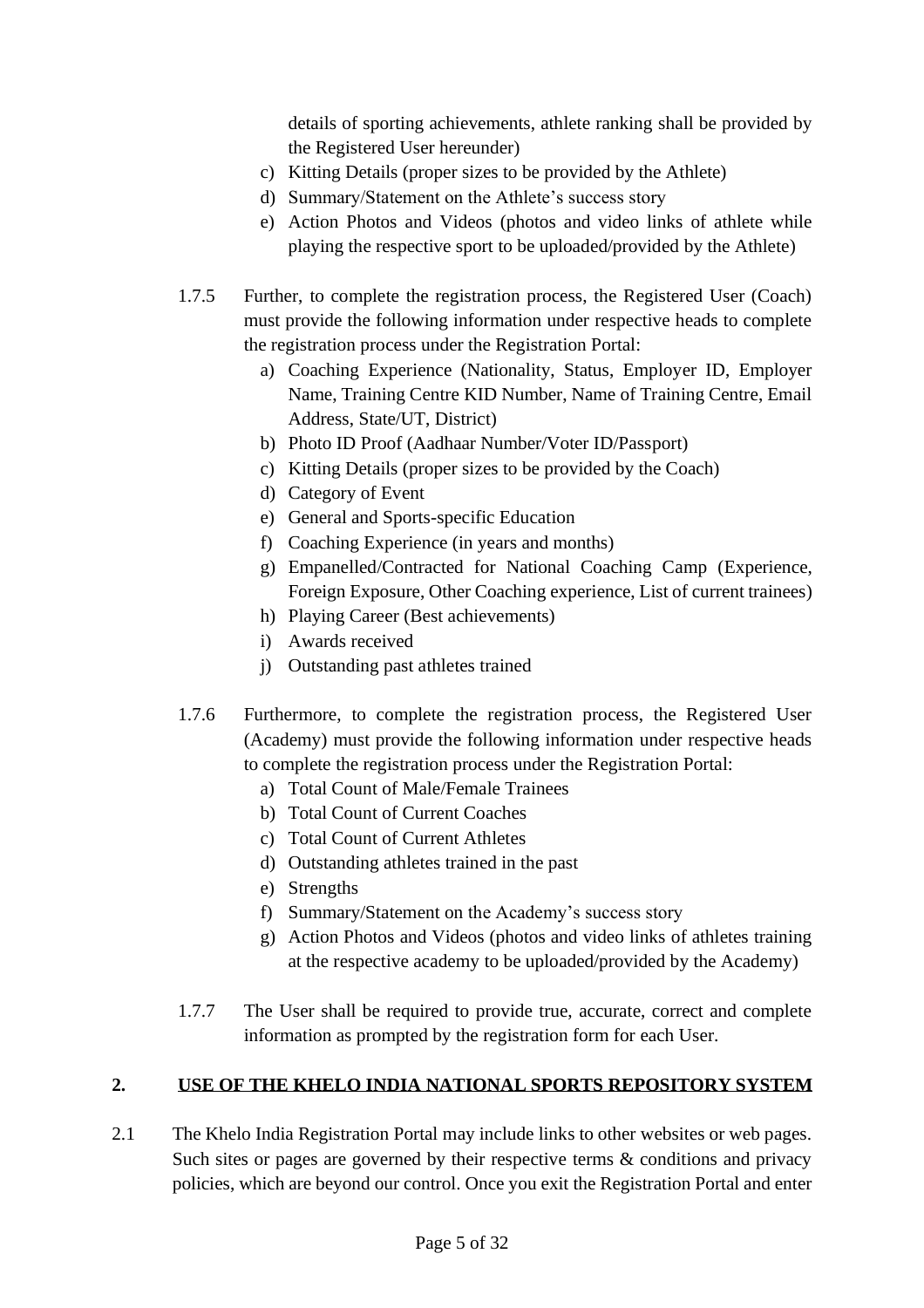details of sporting achievements, athlete ranking shall be provided by the Registered User hereunder)

c) Kitting Details (proper sizes to be provided by the Athlete)
d) Summary/Statement on the Athlete's success story
e) Action Photos and Videos (photos and video links of athlete while playing the respective sport to be uploaded/provided by the Athlete)

1.7.5 Further, to complete the registration process, the Registered User (Coach) must provide the following information under respective heads to complete the registration process under the Registration Portal:

a) Coaching Experience (Nationality, Status, Employer ID, Employer Name, Training Centre KID Number, Name of Training Centre, Email Address, State/UT, District)
b) Photo ID Proof (Aadhaar Number/Voter ID/Passport)
c) Kitting Details (proper sizes to be provided by the Coach)
d) Category of Event
e) General and Sports-specific Education
f) Coaching Experience (in years and months)
g) Empanelled/Contracted for National Coaching Camp (Experience, Foreign Exposure, Other Coaching experience, List of current trainees)
h) Playing Career (Best achievements)
i) Awards received
j) Outstanding past athletes trained

1.7.6 Furthermore, to complete the registration process, the Registered User (Academy) must provide the following information under respective heads to complete the registration process under the Registration Portal:

a) Total Count of Male/Female Trainees
b) Total Count of Current Coaches
c) Total Count of Current Athletes
d) Outstanding athletes trained in the past
e) Strengths
f) Summary/Statement on the Academy's success story
g) Action Photos and Videos (photos and video links of athletes training at the respective academy to be uploaded/provided by the Academy)

1.7.7 The User shall be required to provide true, accurate, correct and complete information as prompted by the registration form for each User.

## 2. USE OF THE KHELO INDIA NATIONAL SPORTS REPOSITORY SYSTEM

2.1 The Khelo India Registration Portal may include links to other websites or web pages. Such sites or pages are governed by their respective terms & conditions and privacy policies, which are beyond our control. Once you exit the Registration Portal and enter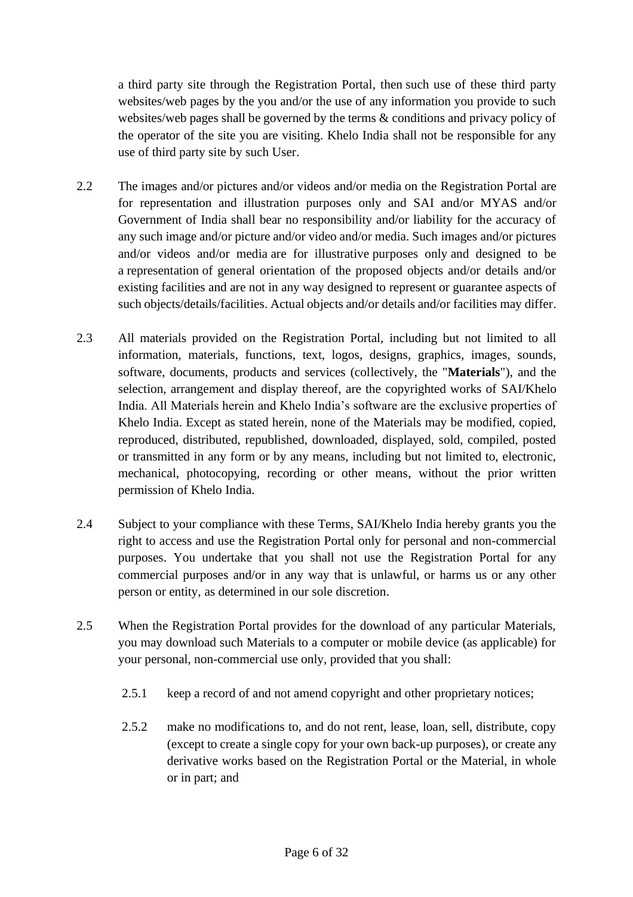a third party site through the Registration Portal, then such use of these third party websites/web pages by the you and/or the use of any information you provide to such websites/web pages shall be governed by the terms & conditions and privacy policy of the operator of the site you are visiting. Khelo India shall not be responsible for any use of third party site by such User.

2.2 The images and/or pictures and/or videos and/or media on the Registration Portal are for representation and illustration purposes only and SAI and/or MYAS and/or Government of India shall bear no responsibility and/or liability for the accuracy of any such image and/or picture and/or video and/or media. Such images and/or pictures and/or videos and/or media are for illustrative purposes only and designed to be a representation of general orientation of the proposed objects and/or details and/or existing facilities and are not in any way designed to represent or guarantee aspects of such objects/details/facilities. Actual objects and/or details and/or facilities may differ.

2.3 All materials provided on the Registration Portal, including but not limited to all information, materials, functions, text, logos, designs, graphics, images, sounds, software, documents, products and services (collectively, the "**Materials**"), and the selection, arrangement and display thereof, are the copyrighted works of SAI/Khelo India. All Materials herein and Khelo India's software are the exclusive properties of Khelo India. Except as stated herein, none of the Materials may be modified, copied, reproduced, distributed, republished, downloaded, displayed, sold, compiled, posted or transmitted in any form or by any means, including but not limited to, electronic, mechanical, photocopying, recording or other means, without the prior written permission of Khelo India.

2.4 Subject to your compliance with these Terms, SAI/Khelo India hereby grants you the right to access and use the Registration Portal only for personal and non-commercial purposes. You undertake that you shall not use the Registration Portal for any commercial purposes and/or in any way that is unlawful, or harms us or any other person or entity, as determined in our sole discretion.

2.5 When the Registration Portal provides for the download of any particular Materials, you may download such Materials to a computer or mobile device (as applicable) for your personal, non-commercial use only, provided that you shall:

2.5.1 keep a record of and not amend copyright and other proprietary notices;

2.5.2 make no modifications to, and do not rent, lease, loan, sell, distribute, copy (except to create a single copy for your own back-up purposes), or create any derivative works based on the Registration Portal or the Material, in whole or in part; and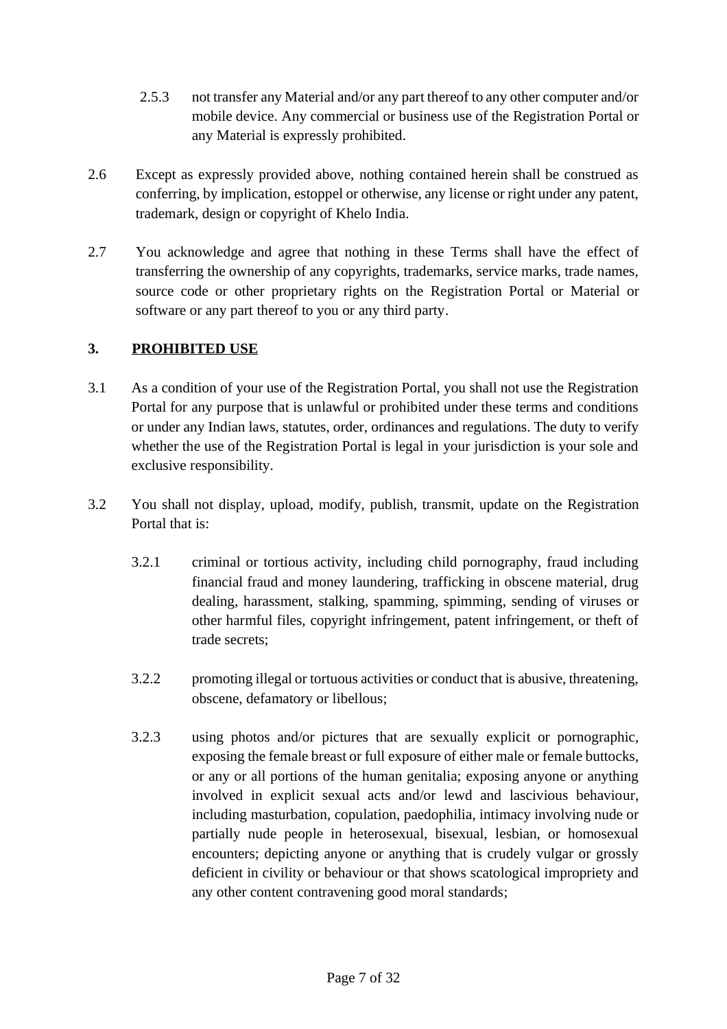2.5.3 not transfer any Material and/or any part thereof to any other computer and/or mobile device. Any commercial or business use of the Registration Portal or any Material is expressly prohibited.

2.6 Except as expressly provided above, nothing contained herein shall be construed as conferring, by implication, estoppel or otherwise, any license or right under any patent, trademark, design or copyright of Khelo India.

2.7 You acknowledge and agree that nothing in these Terms shall have the effect of transferring the ownership of any copyrights, trademarks, service marks, trade names, source code or other proprietary rights on the Registration Portal or Material or software or any part thereof to you or any third party.

## 3. PROHIBITED USE

3.1 As a condition of your use of the Registration Portal, you shall not use the Registration Portal for any purpose that is unlawful or prohibited under these terms and conditions or under any Indian laws, statutes, order, ordinances and regulations. The duty to verify whether the use of the Registration Portal is legal in your jurisdiction is your sole and exclusive responsibility.

3.2 You shall not display, upload, modify, publish, transmit, update on the Registration Portal that is:

3.2.1 criminal or tortious activity, including child pornography, fraud including financial fraud and money laundering, trafficking in obscene material, drug dealing, harassment, stalking, spamming, spimming, sending of viruses or other harmful files, copyright infringement, patent infringement, or theft of trade secrets;

3.2.2 promoting illegal or tortuous activities or conduct that is abusive, threatening, obscene, defamatory or libellous;

3.2.3 using photos and/or pictures that are sexually explicit or pornographic, exposing the female breast or full exposure of either male or female buttocks, or any or all portions of the human genitalia; exposing anyone or anything involved in explicit sexual acts and/or lewd and lascivious behaviour, including masturbation, copulation, paedophilia, intimacy involving nude or partially nude people in heterosexual, bisexual, lesbian, or homosexual encounters; depicting anyone or anything that is crudely vulgar or grossly deficient in civility or behaviour or that shows scatological impropriety and any other content contravening good moral standards;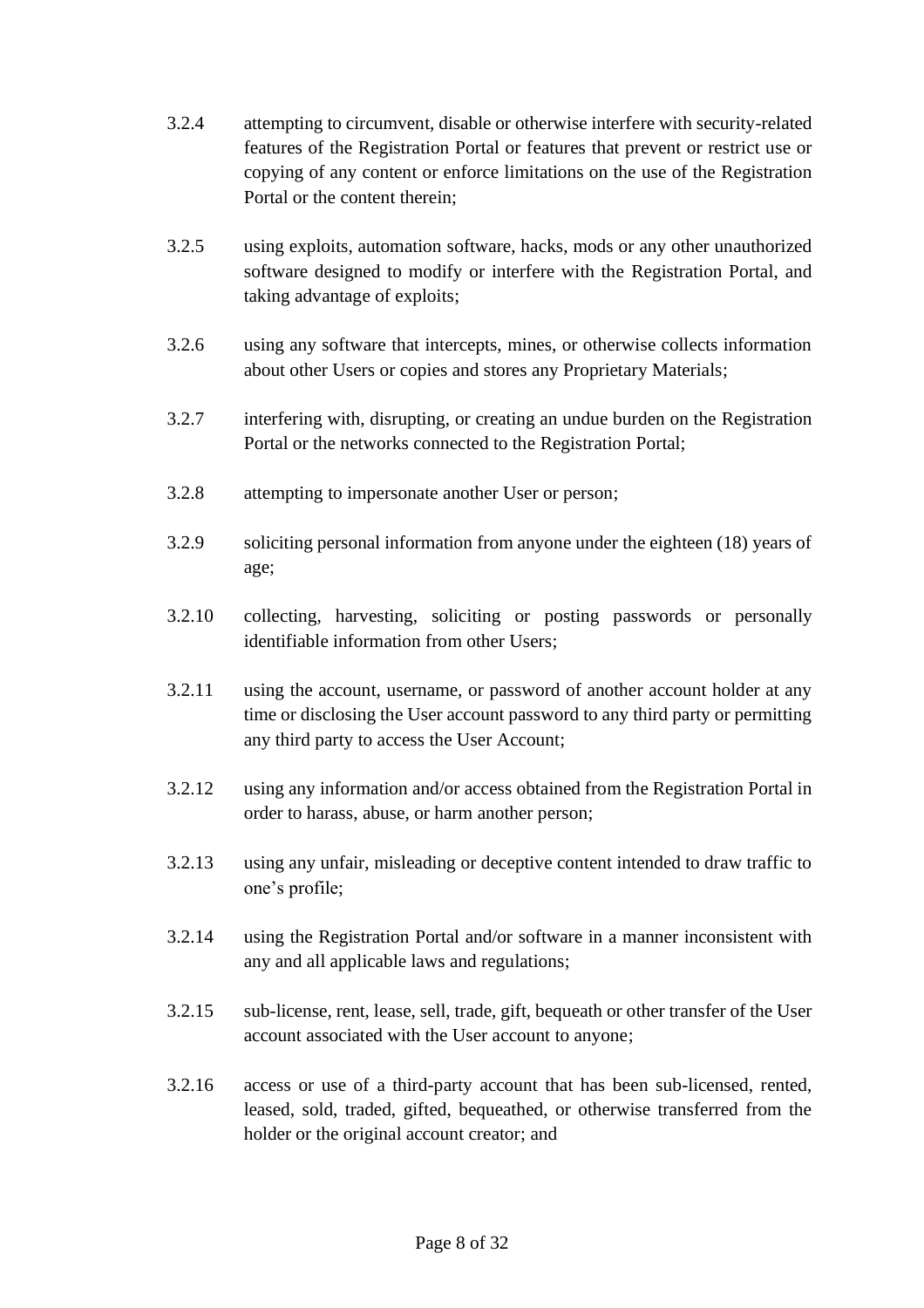3.2.4 attempting to circumvent, disable or otherwise interfere with security-related features of the Registration Portal or features that prevent or restrict use or copying of any content or enforce limitations on the use of the Registration Portal or the content therein;

3.2.5 using exploits, automation software, hacks, mods or any other unauthorized software designed to modify or interfere with the Registration Portal, and taking advantage of exploits;

3.2.6 using any software that intercepts, mines, or otherwise collects information about other Users or copies and stores any Proprietary Materials;

3.2.7 interfering with, disrupting, or creating an undue burden on the Registration Portal or the networks connected to the Registration Portal;

3.2.8 attempting to impersonate another User or person;

3.2.9 soliciting personal information from anyone under the eighteen (18) years of age;

3.2.10 collecting, harvesting, soliciting or posting passwords or personally identifiable information from other Users;

3.2.11 using the account, username, or password of another account holder at any time or disclosing the User account password to any third party or permitting any third party to access the User Account;

3.2.12 using any information and/or access obtained from the Registration Portal in order to harass, abuse, or harm another person;

3.2.13 using any unfair, misleading or deceptive content intended to draw traffic to one's profile;

3.2.14 using the Registration Portal and/or software in a manner inconsistent with any and all applicable laws and regulations;

3.2.15 sub-license, rent, lease, sell, trade, gift, bequeath or other transfer of the User account associated with the User account to anyone;

3.2.16 access or use of a third-party account that has been sub-licensed, rented, leased, sold, traded, gifted, bequeathed, or otherwise transferred from the holder or the original account creator; and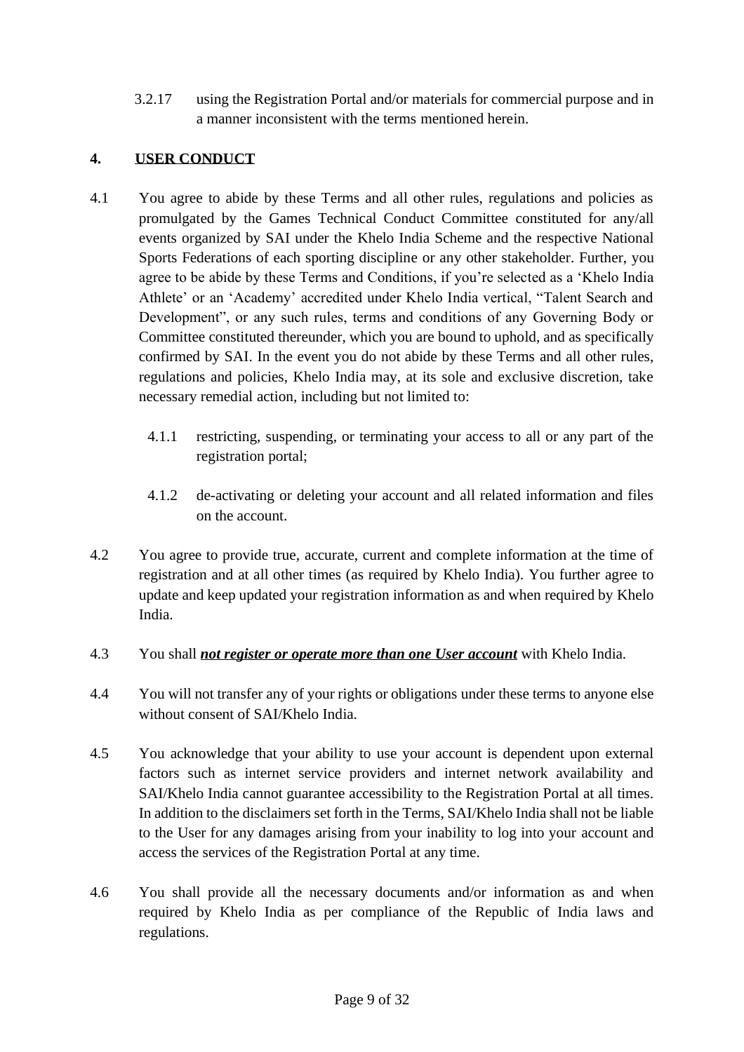3.2.17 using the Registration Portal and/or materials for commercial purpose and in a manner inconsistent with the terms mentioned herein.

## 4. USER CONDUCT

4.1 You agree to abide by these Terms and all other rules, regulations and policies as promulgated by the Games Technical Conduct Committee constituted for any/all events organized by SAI under the Khelo India Scheme and the respective National Sports Federations of each sporting discipline or any other stakeholder. Further, you agree to be abide by these Terms and Conditions, if you're selected as a 'Khelo India Athlete' or an 'Academy' accredited under Khelo India vertical, "Talent Search and Development", or any such rules, terms and conditions of any Governing Body or Committee constituted thereunder, which you are bound to uphold, and as specifically confirmed by SAI. In the event you do not abide by these Terms and all other rules, regulations and policies, Khelo India may, at its sole and exclusive discretion, take necessary remedial action, including but not limited to:

4.1.1 restricting, suspending, or terminating your access to all or any part of the registration portal;

4.1.2 de-activating or deleting your account and all related information and files on the account.

4.2 You agree to provide true, accurate, current and complete information at the time of registration and at all other times (as required by Khelo India). You further agree to update and keep updated your registration information as and when required by Khelo India.

4.3 You shall ***not register or operate more than one User account*** with Khelo India.

4.4 You will not transfer any of your rights or obligations under these terms to anyone else without consent of SAI/Khelo India.

4.5 You acknowledge that your ability to use your account is dependent upon external factors such as internet service providers and internet network availability and SAI/Khelo India cannot guarantee accessibility to the Registration Portal at all times. In addition to the disclaimers set forth in the Terms, SAI/Khelo India shall not be liable to the User for any damages arising from your inability to log into your account and access the services of the Registration Portal at any time.

4.6 You shall provide all the necessary documents and/or information as and when required by Khelo India as per compliance of the Republic of India laws and regulations.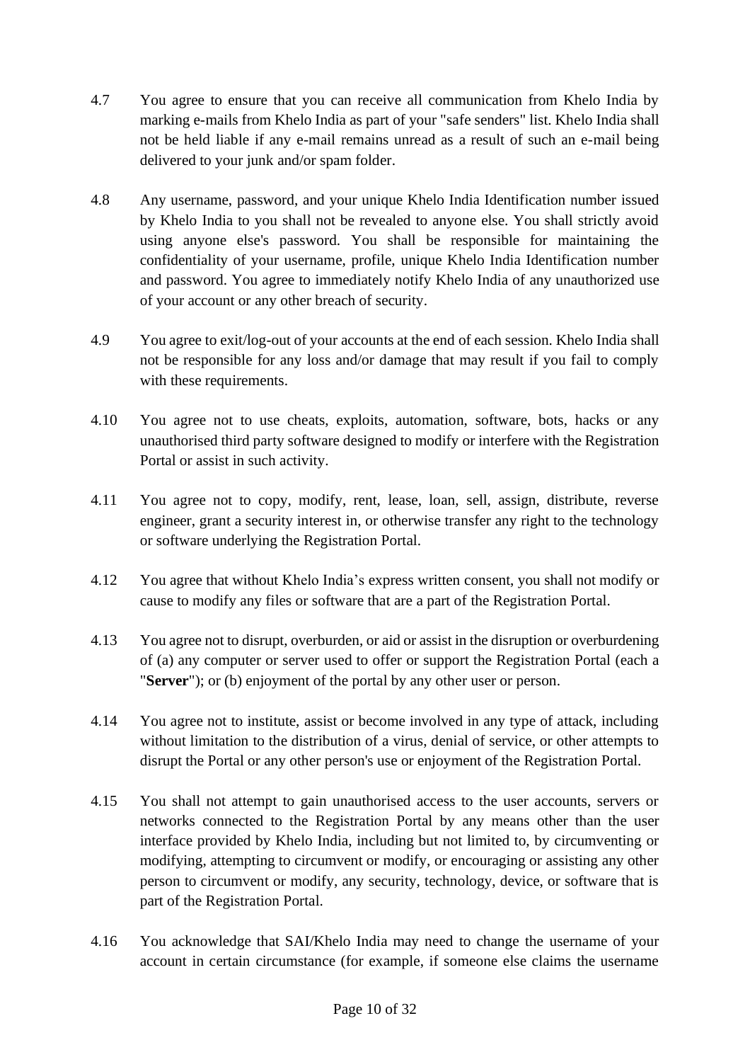4.7 You agree to ensure that you can receive all communication from Khelo India by marking e-mails from Khelo India as part of your "safe senders" list. Khelo India shall not be held liable if any e-mail remains unread as a result of such an e-mail being delivered to your junk and/or spam folder.

4.8 Any username, password, and your unique Khelo India Identification number issued by Khelo India to you shall not be revealed to anyone else. You shall strictly avoid using anyone else's password. You shall be responsible for maintaining the confidentiality of your username, profile, unique Khelo India Identification number and password. You agree to immediately notify Khelo India of any unauthorized use of your account or any other breach of security.

4.9 You agree to exit/log-out of your accounts at the end of each session. Khelo India shall not be responsible for any loss and/or damage that may result if you fail to comply with these requirements.

4.10 You agree not to use cheats, exploits, automation, software, bots, hacks or any unauthorised third party software designed to modify or interfere with the Registration Portal or assist in such activity.

4.11 You agree not to copy, modify, rent, lease, loan, sell, assign, distribute, reverse engineer, grant a security interest in, or otherwise transfer any right to the technology or software underlying the Registration Portal.

4.12 You agree that without Khelo India's express written consent, you shall not modify or cause to modify any files or software that are a part of the Registration Portal.

4.13 You agree not to disrupt, overburden, or aid or assist in the disruption or overburdening of (a) any computer or server used to offer or support the Registration Portal (each a "**Server**"); or (b) enjoyment of the portal by any other user or person.

4.14 You agree not to institute, assist or become involved in any type of attack, including without limitation to the distribution of a virus, denial of service, or other attempts to disrupt the Portal or any other person's use or enjoyment of the Registration Portal.

4.15 You shall not attempt to gain unauthorised access to the user accounts, servers or networks connected to the Registration Portal by any means other than the user interface provided by Khelo India, including but not limited to, by circumventing or modifying, attempting to circumvent or modify, or encouraging or assisting any other person to circumvent or modify, any security, technology, device, or software that is part of the Registration Portal.

4.16 You acknowledge that SAI/Khelo India may need to change the username of your account in certain circumstance (for example, if someone else claims the username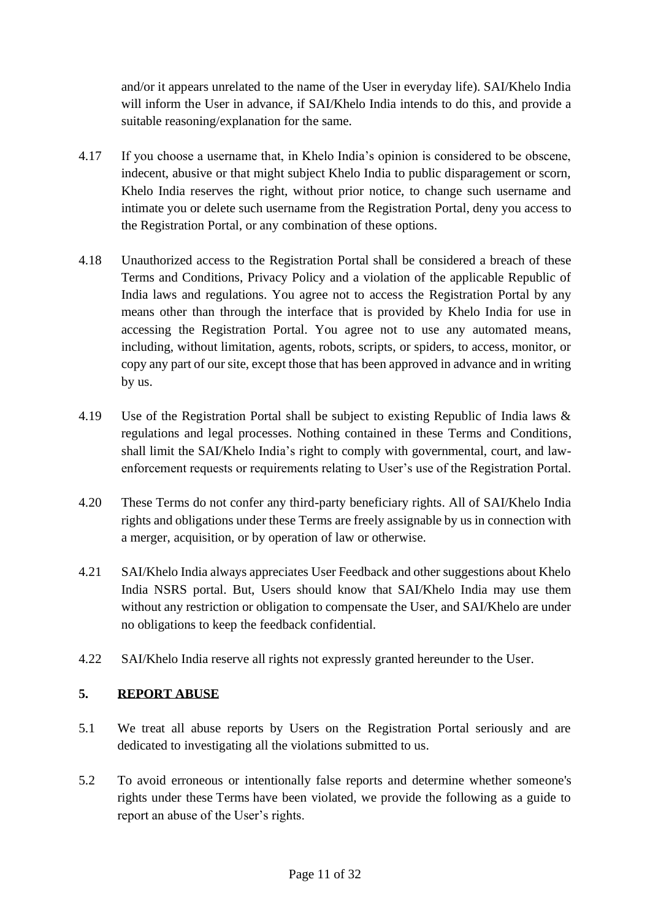and/or it appears unrelated to the name of the User in everyday life). SAI/Khelo India will inform the User in advance, if SAI/Khelo India intends to do this, and provide a suitable reasoning/explanation for the same.

4.17 If you choose a username that, in Khelo India's opinion is considered to be obscene, indecent, abusive or that might subject Khelo India to public disparagement or scorn, Khelo India reserves the right, without prior notice, to change such username and intimate you or delete such username from the Registration Portal, deny you access to the Registration Portal, or any combination of these options.

4.18 Unauthorized access to the Registration Portal shall be considered a breach of these Terms and Conditions, Privacy Policy and a violation of the applicable Republic of India laws and regulations. You agree not to access the Registration Portal by any means other than through the interface that is provided by Khelo India for use in accessing the Registration Portal. You agree not to use any automated means, including, without limitation, agents, robots, scripts, or spiders, to access, monitor, or copy any part of our site, except those that has been approved in advance and in writing by us.

4.19 Use of the Registration Portal shall be subject to existing Republic of India laws & regulations and legal processes. Nothing contained in these Terms and Conditions, shall limit the SAI/Khelo India's right to comply with governmental, court, and law-enforcement requests or requirements relating to User's use of the Registration Portal.

4.20 These Terms do not confer any third-party beneficiary rights. All of SAI/Khelo India rights and obligations under these Terms are freely assignable by us in connection with a merger, acquisition, or by operation of law or otherwise.

4.21 SAI/Khelo India always appreciates User Feedback and other suggestions about Khelo India NSRS portal. But, Users should know that SAI/Khelo India may use them without any restriction or obligation to compensate the User, and SAI/Khelo are under no obligations to keep the feedback confidential.

4.22 SAI/Khelo India reserve all rights not expressly granted hereunder to the User.

## 5. REPORT ABUSE

5.1 We treat all abuse reports by Users on the Registration Portal seriously and are dedicated to investigating all the violations submitted to us.

5.2 To avoid erroneous or intentionally false reports and determine whether someone's rights under these Terms have been violated, we provide the following as a guide to report an abuse of the User's rights.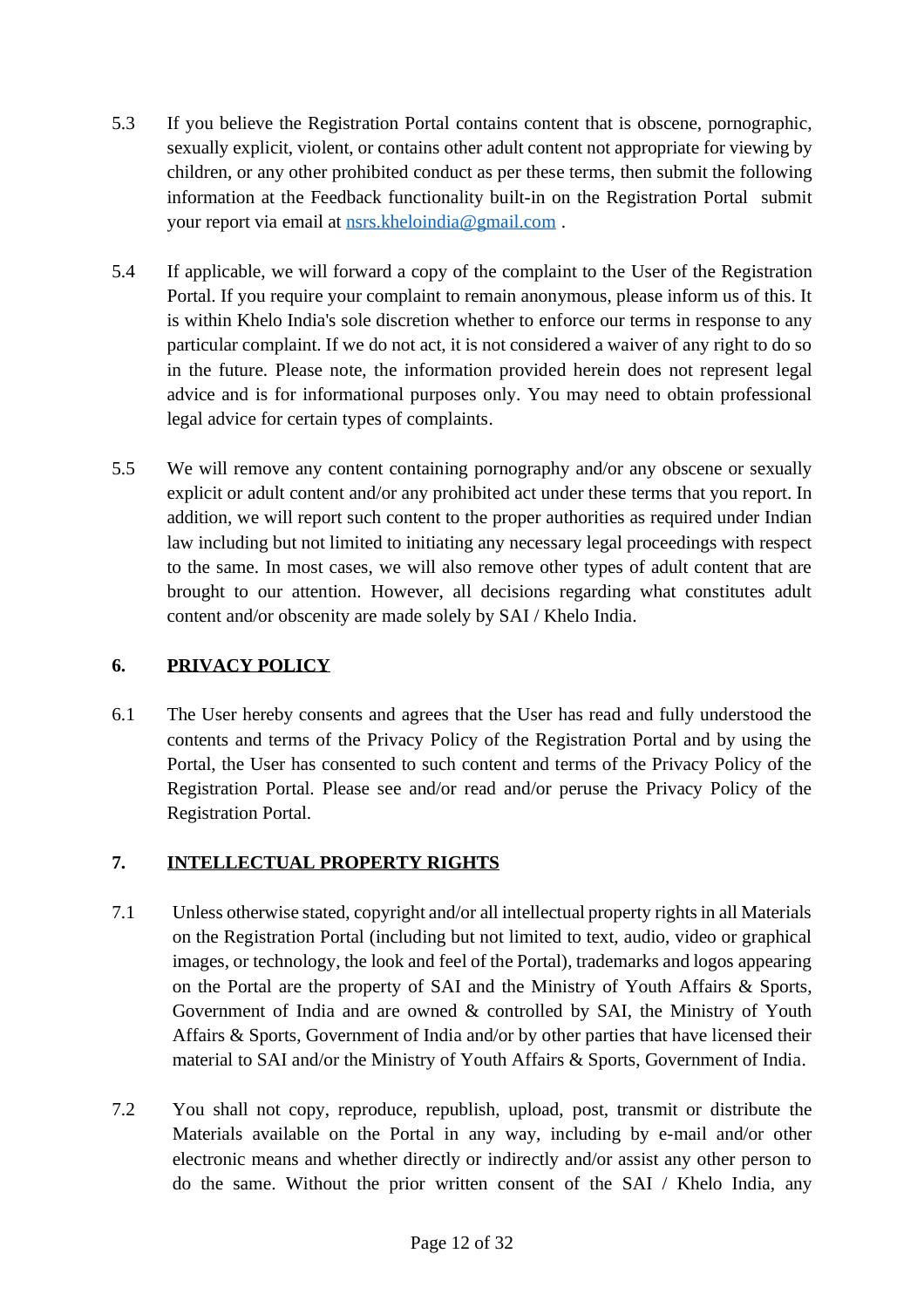5.3 If you believe the Registration Portal contains content that is obscene, pornographic, sexually explicit, violent, or contains other adult content not appropriate for viewing by children, or any other prohibited conduct as per these terms, then submit the following information at the Feedback functionality built-in on the Registration Portal submit your report via email at nsrs.kheloindia@gmail.com .

5.4 If applicable, we will forward a copy of the complaint to the User of the Registration Portal. If you require your complaint to remain anonymous, please inform us of this. It is within Khelo India's sole discretion whether to enforce our terms in response to any particular complaint. If we do not act, it is not considered a waiver of any right to do so in the future. Please note, the information provided herein does not represent legal advice and is for informational purposes only. You may need to obtain professional legal advice for certain types of complaints.

5.5 We will remove any content containing pornography and/or any obscene or sexually explicit or adult content and/or any prohibited act under these terms that you report. In addition, we will report such content to the proper authorities as required under Indian law including but not limited to initiating any necessary legal proceedings with respect to the same. In most cases, we will also remove other types of adult content that are brought to our attention. However, all decisions regarding what constitutes adult content and/or obscenity are made solely by SAI / Khelo India.

## 6. <u>PRIVACY POLICY</u>

6.1 The User hereby consents and agrees that the User has read and fully understood the contents and terms of the Privacy Policy of the Registration Portal and by using the Portal, the User has consented to such content and terms of the Privacy Policy of the Registration Portal. Please see and/or read and/or peruse the Privacy Policy of the Registration Portal.

## 7. <u>INTELLECTUAL PROPERTY RIGHTS</u>

7.1 Unless otherwise stated, copyright and/or all intellectual property rights in all Materials on the Registration Portal (including but not limited to text, audio, video or graphical images, or technology, the look and feel of the Portal), trademarks and logos appearing on the Portal are the property of SAI and the Ministry of Youth Affairs & Sports, Government of India and are owned & controlled by SAI, the Ministry of Youth Affairs & Sports, Government of India and/or by other parties that have licensed their material to SAI and/or the Ministry of Youth Affairs & Sports, Government of India.

7.2 You shall not copy, reproduce, republish, upload, post, transmit or distribute the Materials available on the Portal in any way, including by e-mail and/or other electronic means and whether directly or indirectly and/or assist any other person to do the same. Without the prior written consent of the SAI / Khelo India, any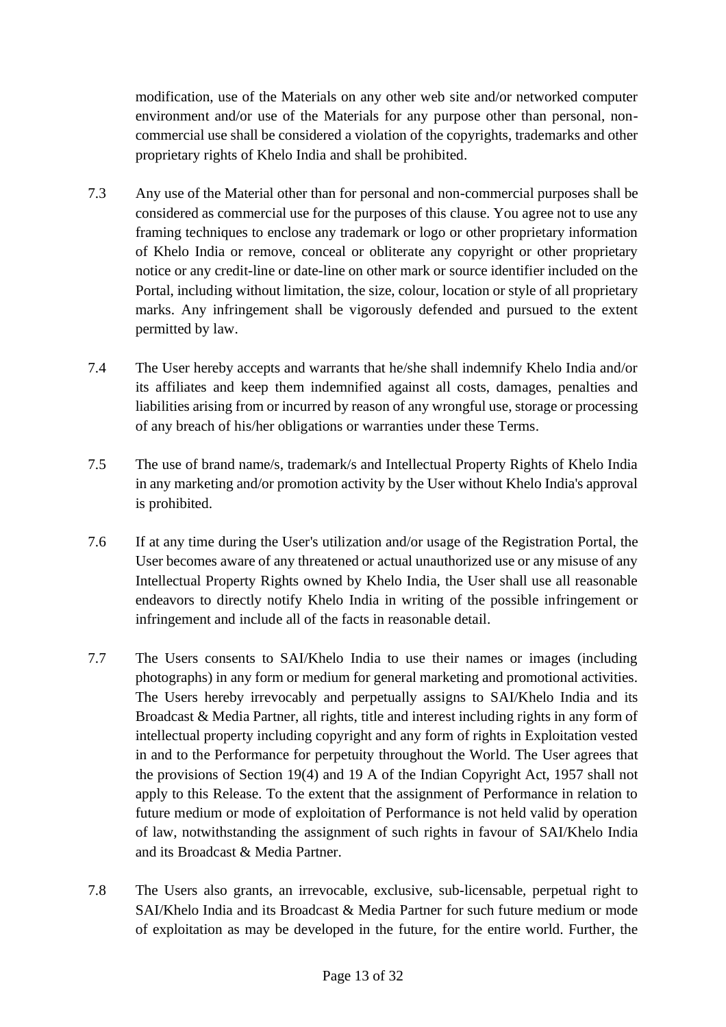modification, use of the Materials on any other web site and/or networked computer environment and/or use of the Materials for any purpose other than personal, non-commercial use shall be considered a violation of the copyrights, trademarks and other proprietary rights of Khelo India and shall be prohibited.

7.3 Any use of the Material other than for personal and non-commercial purposes shall be considered as commercial use for the purposes of this clause. You agree not to use any framing techniques to enclose any trademark or logo or other proprietary information of Khelo India or remove, conceal or obliterate any copyright or other proprietary notice or any credit-line or date-line on other mark or source identifier included on the Portal, including without limitation, the size, colour, location or style of all proprietary marks. Any infringement shall be vigorously defended and pursued to the extent permitted by law.

7.4 The User hereby accepts and warrants that he/she shall indemnify Khelo India and/or its affiliates and keep them indemnified against all costs, damages, penalties and liabilities arising from or incurred by reason of any wrongful use, storage or processing of any breach of his/her obligations or warranties under these Terms.

7.5 The use of brand name/s, trademark/s and Intellectual Property Rights of Khelo India in any marketing and/or promotion activity by the User without Khelo India's approval is prohibited.

7.6 If at any time during the User's utilization and/or usage of the Registration Portal, the User becomes aware of any threatened or actual unauthorized use or any misuse of any Intellectual Property Rights owned by Khelo India, the User shall use all reasonable endeavors to directly notify Khelo India in writing of the possible infringement or infringement and include all of the facts in reasonable detail.

7.7 The Users consents to SAI/Khelo India to use their names or images (including photographs) in any form or medium for general marketing and promotional activities. The Users hereby irrevocably and perpetually assigns to SAI/Khelo India and its Broadcast & Media Partner, all rights, title and interest including rights in any form of intellectual property including copyright and any form of rights in Exploitation vested in and to the Performance for perpetuity throughout the World. The User agrees that the provisions of Section 19(4) and 19 A of the Indian Copyright Act, 1957 shall not apply to this Release. To the extent that the assignment of Performance in relation to future medium or mode of exploitation of Performance is not held valid by operation of law, notwithstanding the assignment of such rights in favour of SAI/Khelo India and its Broadcast & Media Partner.

7.8 The Users also grants, an irrevocable, exclusive, sub-licensable, perpetual right to SAI/Khelo India and its Broadcast & Media Partner for such future medium or mode of exploitation as may be developed in the future, for the entire world. Further, the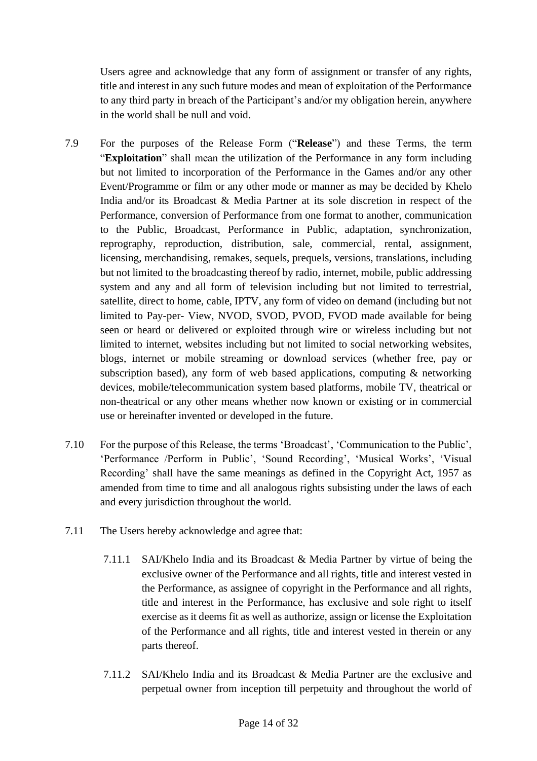Users agree and acknowledge that any form of assignment or transfer of any rights, title and interest in any such future modes and mean of exploitation of the Performance to any third party in breach of the Participant's and/or my obligation herein, anywhere in the world shall be null and void.

7.9 For the purposes of the Release Form ("**Release**") and these Terms, the term "**Exploitation**" shall mean the utilization of the Performance in any form including but not limited to incorporation of the Performance in the Games and/or any other Event/Programme or film or any other mode or manner as may be decided by Khelo India and/or its Broadcast & Media Partner at its sole discretion in respect of the Performance, conversion of Performance from one format to another, communication to the Public, Broadcast, Performance in Public, adaptation, synchronization, reprography, reproduction, distribution, sale, commercial, rental, assignment, licensing, merchandising, remakes, sequels, prequels, versions, translations, including but not limited to the broadcasting thereof by radio, internet, mobile, public addressing system and any and all form of television including but not limited to terrestrial, satellite, direct to home, cable, IPTV, any form of video on demand (including but not limited to Pay-per- View, NVOD, SVOD, PVOD, FVOD made available for being seen or heard or delivered or exploited through wire or wireless including but not limited to internet, websites including but not limited to social networking websites, blogs, internet or mobile streaming or download services (whether free, pay or subscription based), any form of web based applications, computing & networking devices, mobile/telecommunication system based platforms, mobile TV, theatrical or non-theatrical or any other means whether now known or existing or in commercial use or hereinafter invented or developed in the future.

7.10 For the purpose of this Release, the terms 'Broadcast', 'Communication to the Public', 'Performance /Perform in Public', 'Sound Recording', 'Musical Works', 'Visual Recording' shall have the same meanings as defined in the Copyright Act, 1957 as amended from time to time and all analogous rights subsisting under the laws of each and every jurisdiction throughout the world.

7.11 The Users hereby acknowledge and agree that:

7.11.1 SAI/Khelo India and its Broadcast & Media Partner by virtue of being the exclusive owner of the Performance and all rights, title and interest vested in the Performance, as assignee of copyright in the Performance and all rights, title and interest in the Performance, has exclusive and sole right to itself exercise as it deems fit as well as authorize, assign or license the Exploitation of the Performance and all rights, title and interest vested in therein or any parts thereof.

7.11.2 SAI/Khelo India and its Broadcast & Media Partner are the exclusive and perpetual owner from inception till perpetuity and throughout the world of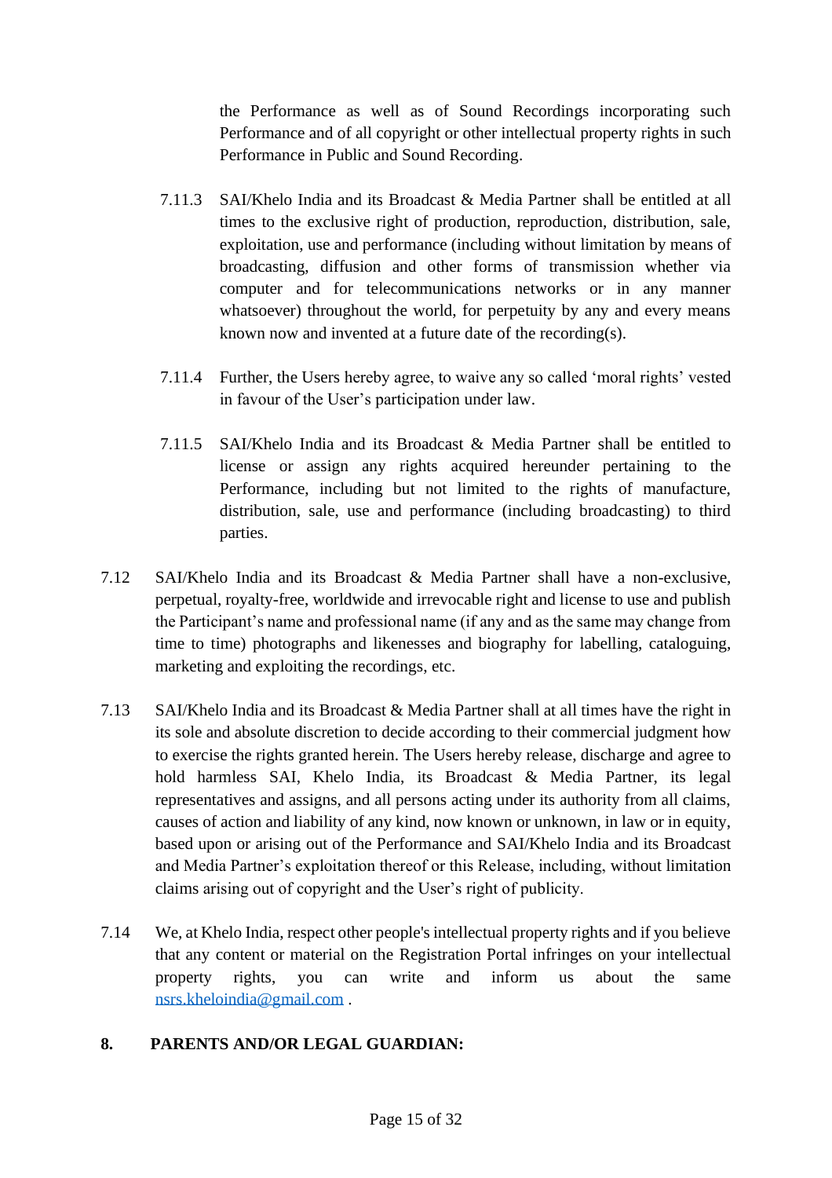the Performance as well as of Sound Recordings incorporating such Performance and of all copyright or other intellectual property rights in such Performance in Public and Sound Recording.

7.11.3 SAI/Khelo India and its Broadcast & Media Partner shall be entitled at all times to the exclusive right of production, reproduction, distribution, sale, exploitation, use and performance (including without limitation by means of broadcasting, diffusion and other forms of transmission whether via computer and for telecommunications networks or in any manner whatsoever) throughout the world, for perpetuity by any and every means known now and invented at a future date of the recording(s).

7.11.4 Further, the Users hereby agree, to waive any so called 'moral rights' vested in favour of the User's participation under law.

7.11.5 SAI/Khelo India and its Broadcast & Media Partner shall be entitled to license or assign any rights acquired hereunder pertaining to the Performance, including but not limited to the rights of manufacture, distribution, sale, use and performance (including broadcasting) to third parties.

7.12 SAI/Khelo India and its Broadcast & Media Partner shall have a non-exclusive, perpetual, royalty-free, worldwide and irrevocable right and license to use and publish the Participant's name and professional name (if any and as the same may change from time to time) photographs and likenesses and biography for labelling, cataloguing, marketing and exploiting the recordings, etc.

7.13 SAI/Khelo India and its Broadcast & Media Partner shall at all times have the right in its sole and absolute discretion to decide according to their commercial judgment how to exercise the rights granted herein. The Users hereby release, discharge and agree to hold harmless SAI, Khelo India, its Broadcast & Media Partner, its legal representatives and assigns, and all persons acting under its authority from all claims, causes of action and liability of any kind, now known or unknown, in law or in equity, based upon or arising out of the Performance and SAI/Khelo India and its Broadcast and Media Partner's exploitation thereof or this Release, including, without limitation claims arising out of copyright and the User's right of publicity.

7.14 We, at Khelo India, respect other people's intellectual property rights and if you believe that any content or material on the Registration Portal infringes on your intellectual property rights, you can write and inform us about the same nsrs.kheloindia@gmail.com .

## 8. PARENTS AND/OR LEGAL GUARDIAN: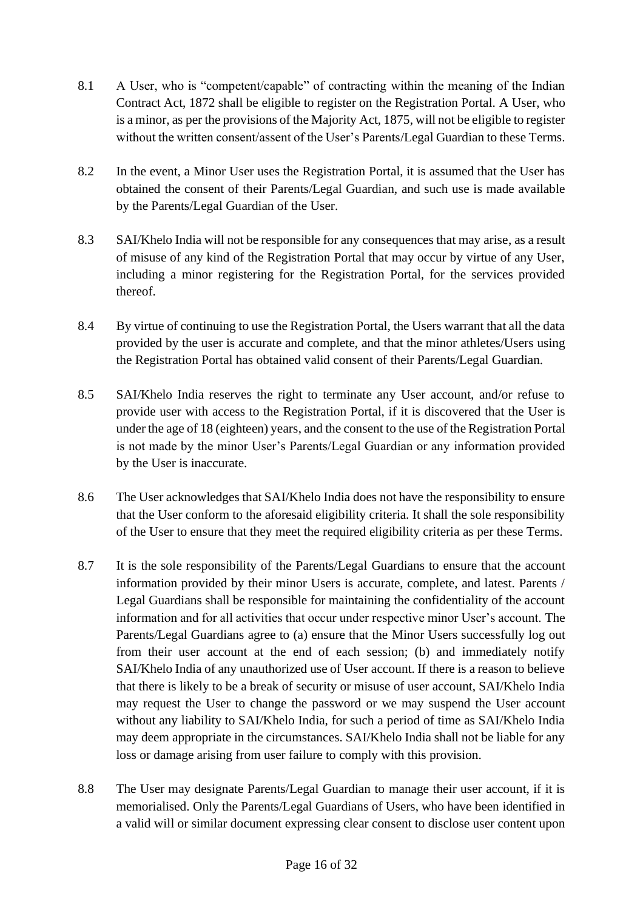8.1 A User, who is "competent/capable" of contracting within the meaning of the Indian Contract Act, 1872 shall be eligible to register on the Registration Portal. A User, who is a minor, as per the provisions of the Majority Act, 1875, will not be eligible to register without the written consent/assent of the User's Parents/Legal Guardian to these Terms.

8.2 In the event, a Minor User uses the Registration Portal, it is assumed that the User has obtained the consent of their Parents/Legal Guardian, and such use is made available by the Parents/Legal Guardian of the User.

8.3 SAI/Khelo India will not be responsible for any consequences that may arise, as a result of misuse of any kind of the Registration Portal that may occur by virtue of any User, including a minor registering for the Registration Portal, for the services provided thereof.

8.4 By virtue of continuing to use the Registration Portal, the Users warrant that all the data provided by the user is accurate and complete, and that the minor athletes/Users using the Registration Portal has obtained valid consent of their Parents/Legal Guardian.

8.5 SAI/Khelo India reserves the right to terminate any User account, and/or refuse to provide user with access to the Registration Portal, if it is discovered that the User is under the age of 18 (eighteen) years, and the consent to the use of the Registration Portal is not made by the minor User's Parents/Legal Guardian or any information provided by the User is inaccurate.

8.6 The User acknowledges that SAI/Khelo India does not have the responsibility to ensure that the User conform to the aforesaid eligibility criteria. It shall the sole responsibility of the User to ensure that they meet the required eligibility criteria as per these Terms.

8.7 It is the sole responsibility of the Parents/Legal Guardians to ensure that the account information provided by their minor Users is accurate, complete, and latest. Parents / Legal Guardians shall be responsible for maintaining the confidentiality of the account information and for all activities that occur under respective minor User's account. The Parents/Legal Guardians agree to (a) ensure that the Minor Users successfully log out from their user account at the end of each session; (b) and immediately notify SAI/Khelo India of any unauthorized use of User account. If there is a reason to believe that there is likely to be a break of security or misuse of user account, SAI/Khelo India may request the User to change the password or we may suspend the User account without any liability to SAI/Khelo India, for such a period of time as SAI/Khelo India may deem appropriate in the circumstances. SAI/Khelo India shall not be liable for any loss or damage arising from user failure to comply with this provision.

8.8 The User may designate Parents/Legal Guardian to manage their user account, if it is memorialised. Only the Parents/Legal Guardians of Users, who have been identified in a valid will or similar document expressing clear consent to disclose user content upon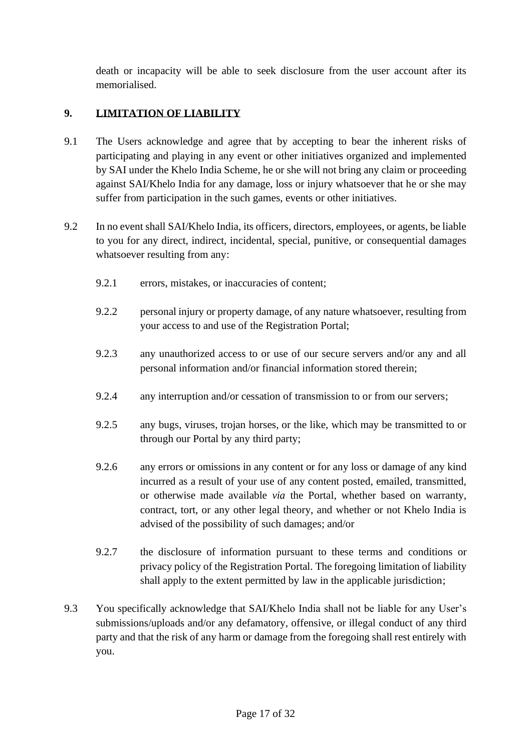death or incapacity will be able to seek disclosure from the user account after its memorialised.

## 9. LIMITATION OF LIABILITY

9.1 The Users acknowledge and agree that by accepting to bear the inherent risks of participating and playing in any event or other initiatives organized and implemented by SAI under the Khelo India Scheme, he or she will not bring any claim or proceeding against SAI/Khelo India for any damage, loss or injury whatsoever that he or she may suffer from participation in the such games, events or other initiatives.

9.2 In no event shall SAI/Khelo India, its officers, directors, employees, or agents, be liable to you for any direct, indirect, incidental, special, punitive, or consequential damages whatsoever resulting from any:

9.2.1 errors, mistakes, or inaccuracies of content;

9.2.2 personal injury or property damage, of any nature whatsoever, resulting from your access to and use of the Registration Portal;

9.2.3 any unauthorized access to or use of our secure servers and/or any and all personal information and/or financial information stored therein;

9.2.4 any interruption and/or cessation of transmission to or from our servers;

9.2.5 any bugs, viruses, trojan horses, or the like, which may be transmitted to or through our Portal by any third party;

9.2.6 any errors or omissions in any content or for any loss or damage of any kind incurred as a result of your use of any content posted, emailed, transmitted, or otherwise made available *via* the Portal, whether based on warranty, contract, tort, or any other legal theory, and whether or not Khelo India is advised of the possibility of such damages; and/or

9.2.7 the disclosure of information pursuant to these terms and conditions or privacy policy of the Registration Portal. The foregoing limitation of liability shall apply to the extent permitted by law in the applicable jurisdiction;

9.3 You specifically acknowledge that SAI/Khelo India shall not be liable for any User's submissions/uploads and/or any defamatory, offensive, or illegal conduct of any third party and that the risk of any harm or damage from the foregoing shall rest entirely with you.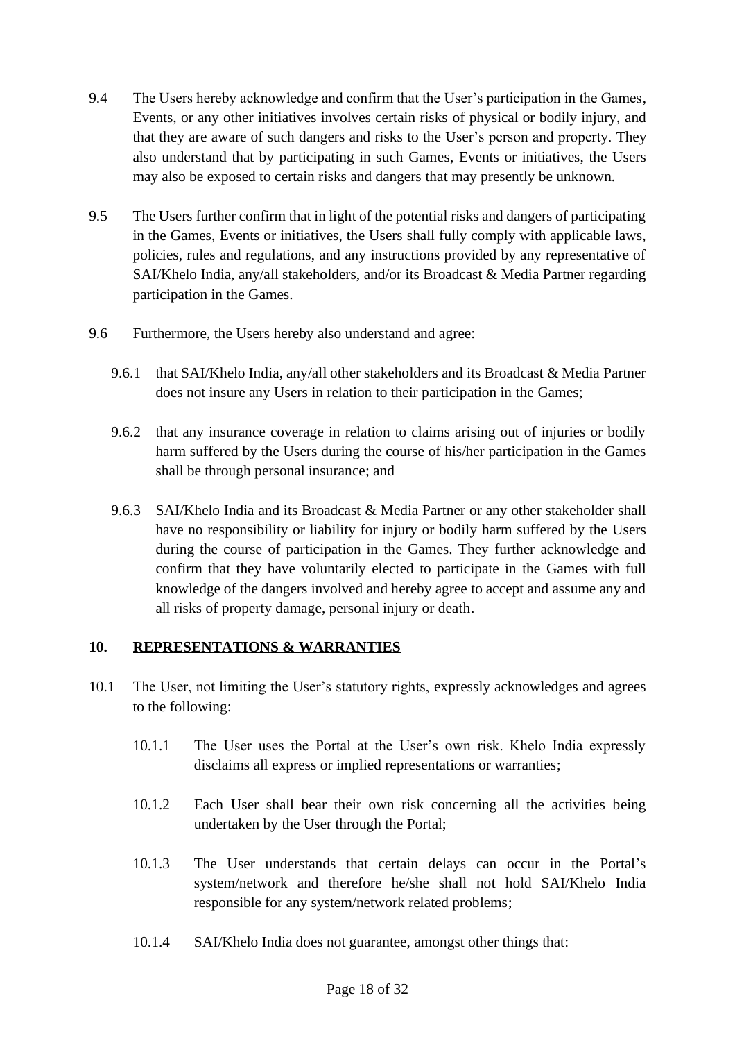9.4 The Users hereby acknowledge and confirm that the User's participation in the Games, Events, or any other initiatives involves certain risks of physical or bodily injury, and that they are aware of such dangers and risks to the User's person and property. They also understand that by participating in such Games, Events or initiatives, the Users may also be exposed to certain risks and dangers that may presently be unknown.

9.5 The Users further confirm that in light of the potential risks and dangers of participating in the Games, Events or initiatives, the Users shall fully comply with applicable laws, policies, rules and regulations, and any instructions provided by any representative of SAI/Khelo India, any/all stakeholders, and/or its Broadcast & Media Partner regarding participation in the Games.

9.6 Furthermore, the Users hereby also understand and agree:

9.6.1 that SAI/Khelo India, any/all other stakeholders and its Broadcast & Media Partner does not insure any Users in relation to their participation in the Games;

9.6.2 that any insurance coverage in relation to claims arising out of injuries or bodily harm suffered by the Users during the course of his/her participation in the Games shall be through personal insurance; and

9.6.3 SAI/Khelo India and its Broadcast & Media Partner or any other stakeholder shall have no responsibility or liability for injury or bodily harm suffered by the Users during the course of participation in the Games. They further acknowledge and confirm that they have voluntarily elected to participate in the Games with full knowledge of the dangers involved and hereby agree to accept and assume any and all risks of property damage, personal injury or death.

## 10. REPRESENTATIONS & WARRANTIES

10.1 The User, not limiting the User's statutory rights, expressly acknowledges and agrees to the following:

10.1.1 The User uses the Portal at the User's own risk. Khelo India expressly disclaims all express or implied representations or warranties;

10.1.2 Each User shall bear their own risk concerning all the activities being undertaken by the User through the Portal;

10.1.3 The User understands that certain delays can occur in the Portal's system/network and therefore he/she shall not hold SAI/Khelo India responsible for any system/network related problems;

10.1.4 SAI/Khelo India does not guarantee, amongst other things that: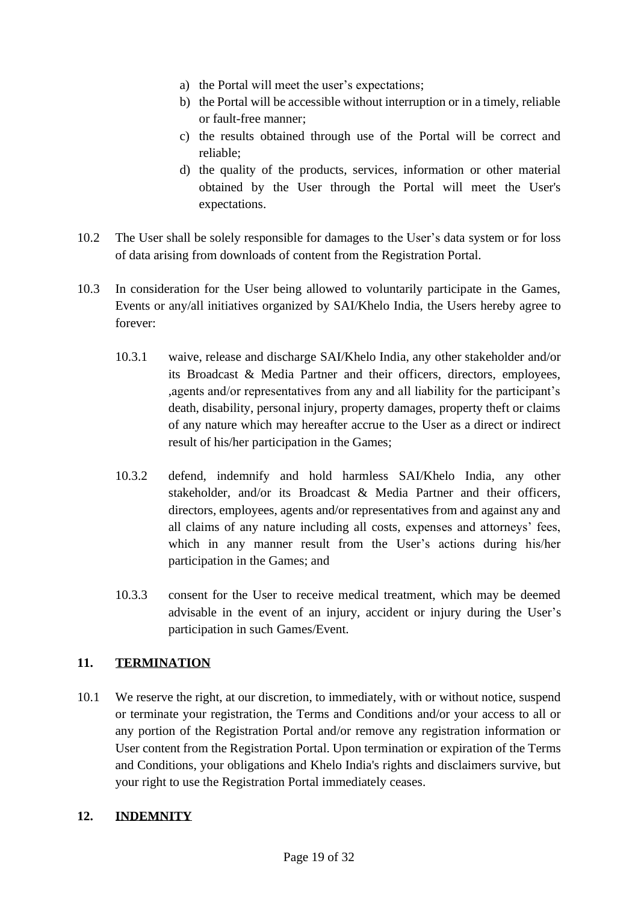a) the Portal will meet the user's expectations;
b) the Portal will be accessible without interruption or in a timely, reliable or fault-free manner;
c) the results obtained through use of the Portal will be correct and reliable;
d) the quality of the products, services, information or other material obtained by the User through the Portal will meet the User's expectations.

10.2 The User shall be solely responsible for damages to the User's data system or for loss of data arising from downloads of content from the Registration Portal.

10.3 In consideration for the User being allowed to voluntarily participate in the Games, Events or any/all initiatives organized by SAI/Khelo India, the Users hereby agree to forever:

10.3.1 waive, release and discharge SAI/Khelo India, any other stakeholder and/or its Broadcast & Media Partner and their officers, directors, employees, ,agents and/or representatives from any and all liability for the participant's death, disability, personal injury, property damages, property theft or claims of any nature which may hereafter accrue to the User as a direct or indirect result of his/her participation in the Games;

10.3.2 defend, indemnify and hold harmless SAI/Khelo India, any other stakeholder, and/or its Broadcast & Media Partner and their officers, directors, employees, agents and/or representatives from and against any and all claims of any nature including all costs, expenses and attorneys' fees, which in any manner result from the User's actions during his/her participation in the Games; and

10.3.3 consent for the User to receive medical treatment, which may be deemed advisable in the event of an injury, accident or injury during the User's participation in such Games/Event.

## 11. <u>TERMINATION</u>

10.1 We reserve the right, at our discretion, to immediately, with or without notice, suspend or terminate your registration, the Terms and Conditions and/or your access to all or any portion of the Registration Portal and/or remove any registration information or User content from the Registration Portal. Upon termination or expiration of the Terms and Conditions, your obligations and Khelo India's rights and disclaimers survive, but your right to use the Registration Portal immediately ceases.

## 12. <u>INDEMNITY</u>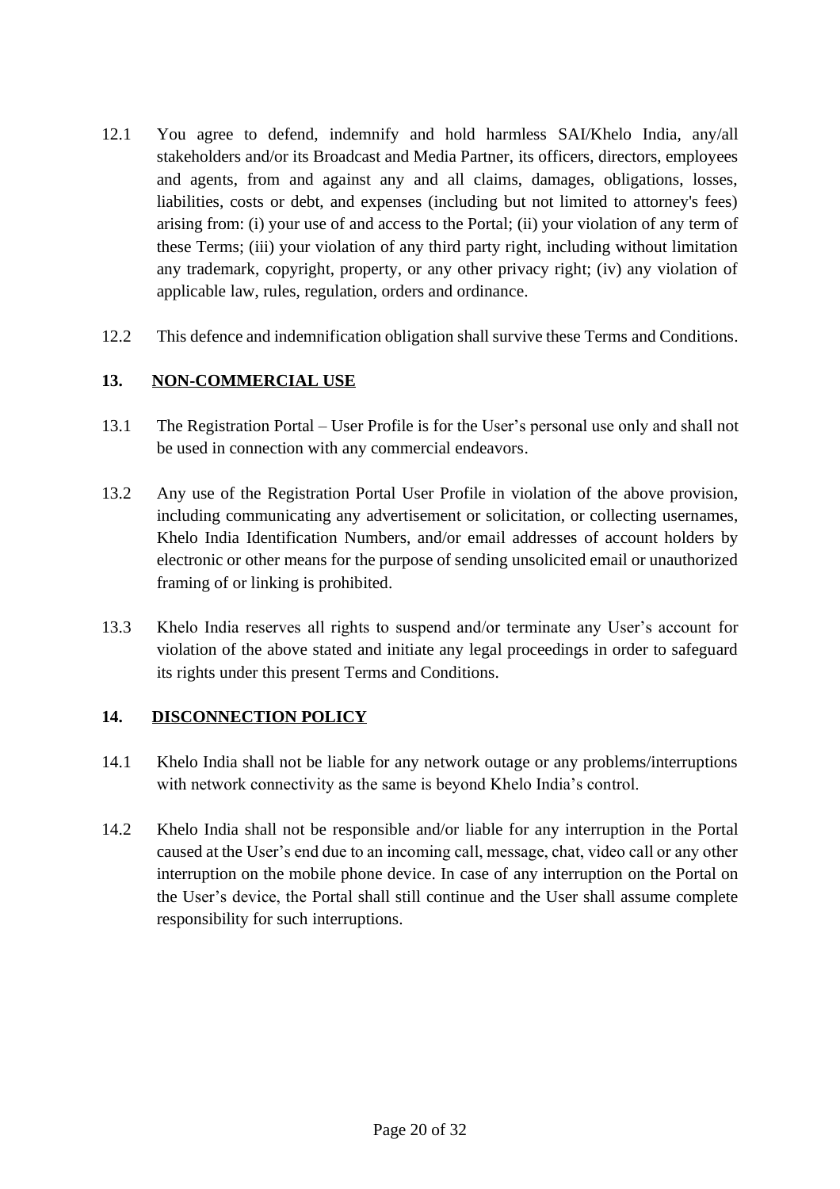12.1 You agree to defend, indemnify and hold harmless SAI/Khelo India, any/all stakeholders and/or its Broadcast and Media Partner, its officers, directors, employees and agents, from and against any and all claims, damages, obligations, losses, liabilities, costs or debt, and expenses (including but not limited to attorney's fees) arising from: (i) your use of and access to the Portal; (ii) your violation of any term of these Terms; (iii) your violation of any third party right, including without limitation any trademark, copyright, property, or any other privacy right; (iv) any violation of applicable law, rules, regulation, orders and ordinance.

12.2 This defence and indemnification obligation shall survive these Terms and Conditions.

## 13. NON-COMMERCIAL USE

13.1 The Registration Portal – User Profile is for the User's personal use only and shall not be used in connection with any commercial endeavors.

13.2 Any use of the Registration Portal User Profile in violation of the above provision, including communicating any advertisement or solicitation, or collecting usernames, Khelo India Identification Numbers, and/or email addresses of account holders by electronic or other means for the purpose of sending unsolicited email or unauthorized framing of or linking is prohibited.

13.3 Khelo India reserves all rights to suspend and/or terminate any User's account for violation of the above stated and initiate any legal proceedings in order to safeguard its rights under this present Terms and Conditions.

## 14. DISCONNECTION POLICY

14.1 Khelo India shall not be liable for any network outage or any problems/interruptions with network connectivity as the same is beyond Khelo India's control.

14.2 Khelo India shall not be responsible and/or liable for any interruption in the Portal caused at the User's end due to an incoming call, message, chat, video call or any other interruption on the mobile phone device. In case of any interruption on the Portal on the User's device, the Portal shall still continue and the User shall assume complete responsibility for such interruptions.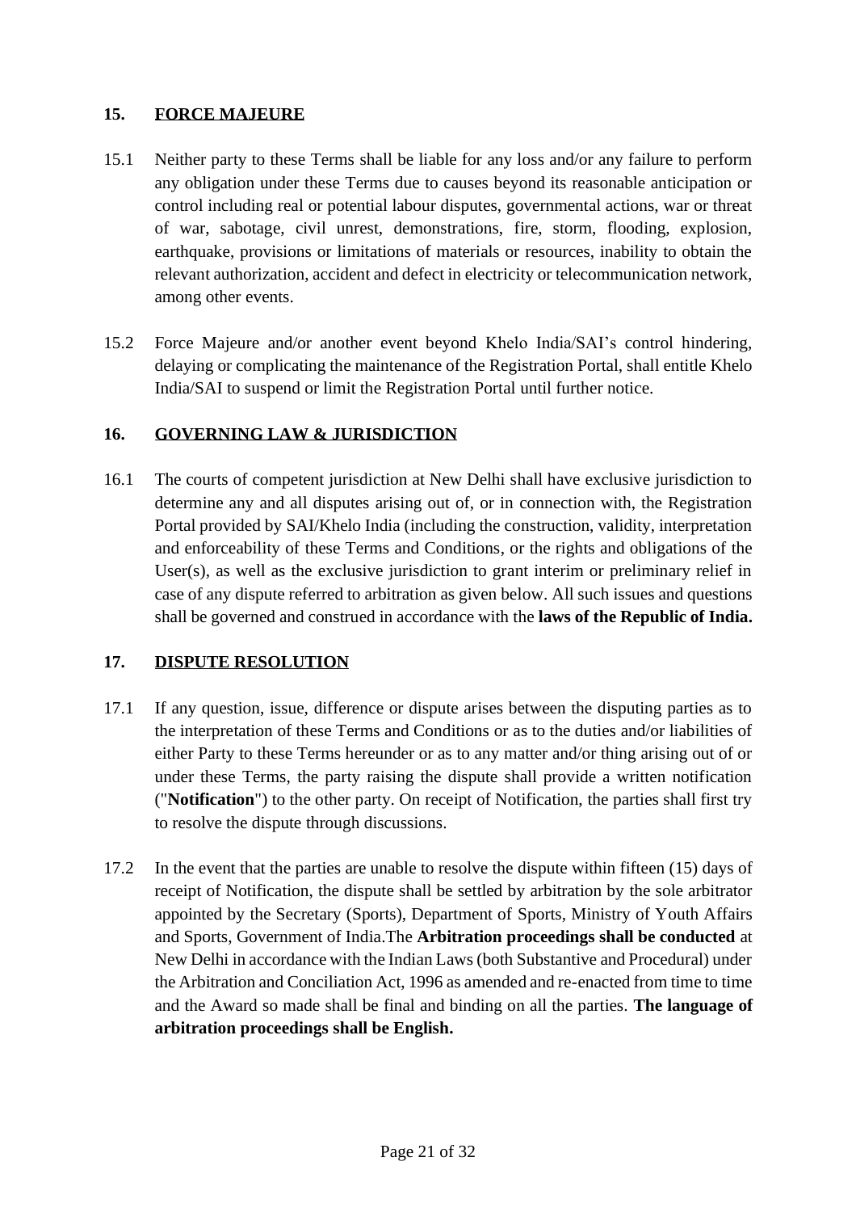## 15. FORCE MAJEURE

15.1 Neither party to these Terms shall be liable for any loss and/or any failure to perform any obligation under these Terms due to causes beyond its reasonable anticipation or control including real or potential labour disputes, governmental actions, war or threat of war, sabotage, civil unrest, demonstrations, fire, storm, flooding, explosion, earthquake, provisions or limitations of materials or resources, inability to obtain the relevant authorization, accident and defect in electricity or telecommunication network, among other events.

15.2 Force Majeure and/or another event beyond Khelo India/SAI's control hindering, delaying or complicating the maintenance of the Registration Portal, shall entitle Khelo India/SAI to suspend or limit the Registration Portal until further notice.

## 16. GOVERNING LAW & JURISDICTION

16.1 The courts of competent jurisdiction at New Delhi shall have exclusive jurisdiction to determine any and all disputes arising out of, or in connection with, the Registration Portal provided by SAI/Khelo India (including the construction, validity, interpretation and enforceability of these Terms and Conditions, or the rights and obligations of the User(s), as well as the exclusive jurisdiction to grant interim or preliminary relief in case of any dispute referred to arbitration as given below. All such issues and questions shall be governed and construed in accordance with the **laws of the Republic of India.**

## 17. DISPUTE RESOLUTION

17.1 If any question, issue, difference or dispute arises between the disputing parties as to the interpretation of these Terms and Conditions or as to the duties and/or liabilities of either Party to these Terms hereunder or as to any matter and/or thing arising out of or under these Terms, the party raising the dispute shall provide a written notification ("**Notification**") to the other party. On receipt of Notification, the parties shall first try to resolve the dispute through discussions.

17.2 In the event that the parties are unable to resolve the dispute within fifteen (15) days of receipt of Notification, the dispute shall be settled by arbitration by the sole arbitrator appointed by the Secretary (Sports), Department of Sports, Ministry of Youth Affairs and Sports, Government of India.The **Arbitration proceedings shall be conducted** at New Delhi in accordance with the Indian Laws (both Substantive and Procedural) under the Arbitration and Conciliation Act, 1996 as amended and re-enacted from time to time and the Award so made shall be final and binding on all the parties. **The language of arbitration proceedings shall be English.**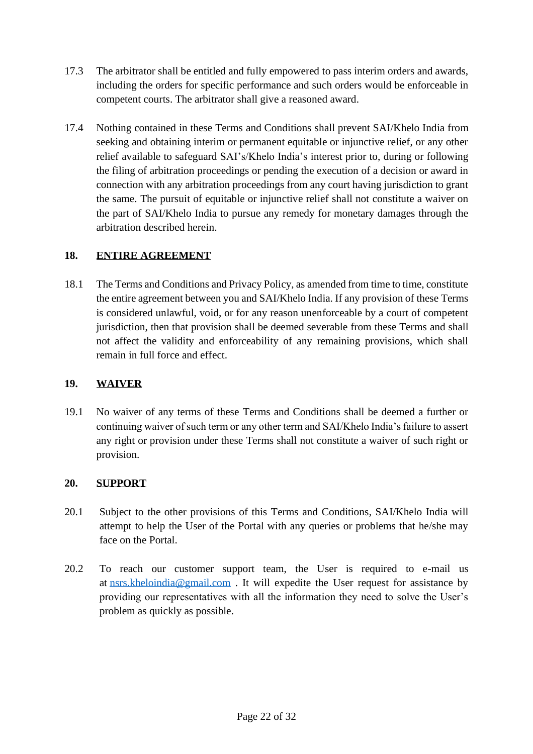17.3 The arbitrator shall be entitled and fully empowered to pass interim orders and awards, including the orders for specific performance and such orders would be enforceable in competent courts. The arbitrator shall give a reasoned award.

17.4 Nothing contained in these Terms and Conditions shall prevent SAI/Khelo India from seeking and obtaining interim or permanent equitable or injunctive relief, or any other relief available to safeguard SAI's/Khelo India's interest prior to, during or following the filing of arbitration proceedings or pending the execution of a decision or award in connection with any arbitration proceedings from any court having jurisdiction to grant the same. The pursuit of equitable or injunctive relief shall not constitute a waiver on the part of SAI/Khelo India to pursue any remedy for monetary damages through the arbitration described herein.

## 18. ENTIRE AGREEMENT

18.1 The Terms and Conditions and Privacy Policy, as amended from time to time, constitute the entire agreement between you and SAI/Khelo India. If any provision of these Terms is considered unlawful, void, or for any reason unenforceable by a court of competent jurisdiction, then that provision shall be deemed severable from these Terms and shall not affect the validity and enforceability of any remaining provisions, which shall remain in full force and effect.

## 19. WAIVER

19.1 No waiver of any terms of these Terms and Conditions shall be deemed a further or continuing waiver of such term or any other term and SAI/Khelo India's failure to assert any right or provision under these Terms shall not constitute a waiver of such right or provision.

## 20. SUPPORT

20.1 Subject to the other provisions of this Terms and Conditions, SAI/Khelo India will attempt to help the User of the Portal with any queries or problems that he/she may face on the Portal.

20.2 To reach our customer support team, the User is required to e-mail us at nsrs.kheloindia@gmail.com . It will expedite the User request for assistance by providing our representatives with all the information they need to solve the User's problem as quickly as possible.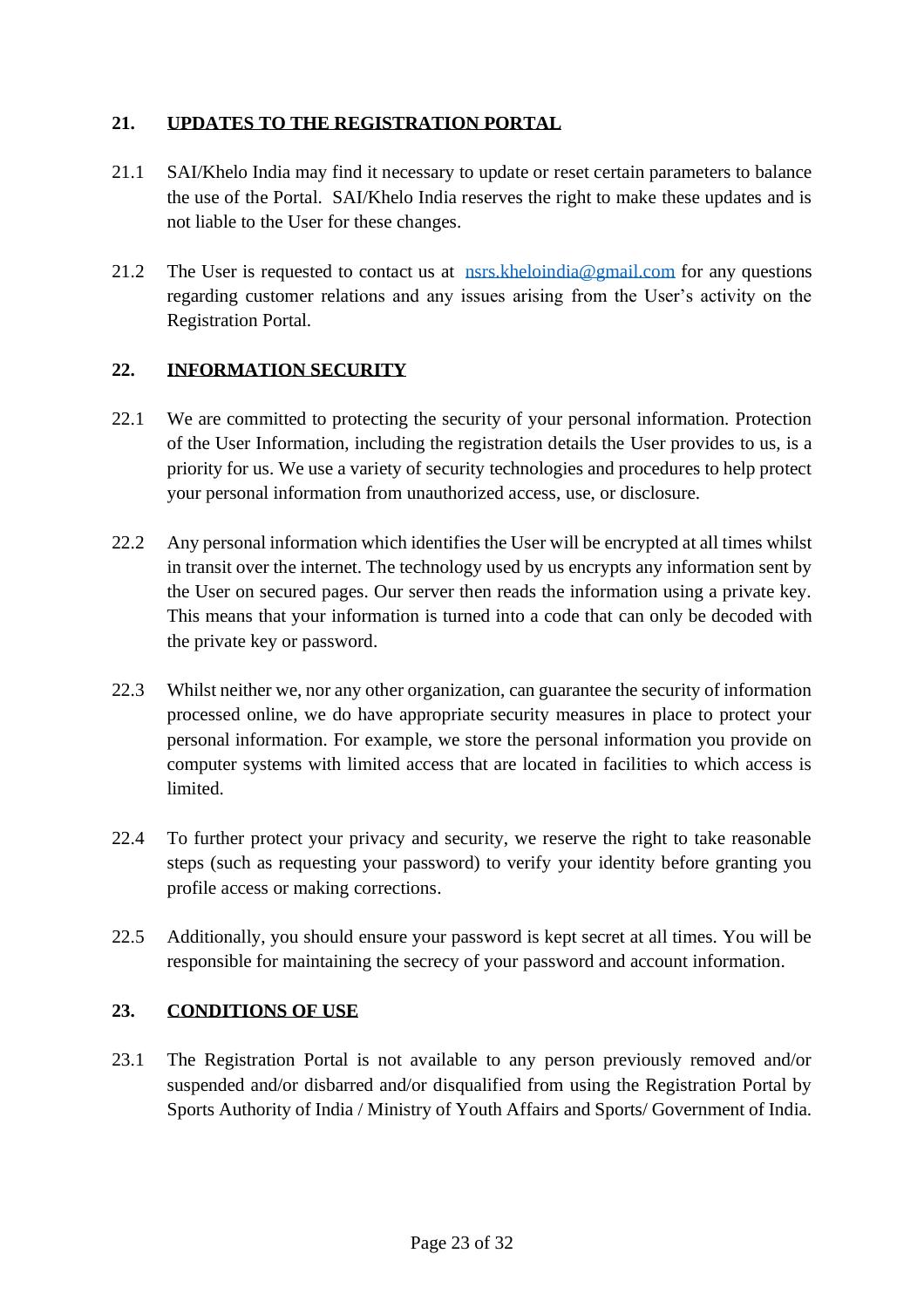## 21. UPDATES TO THE REGISTRATION PORTAL

21.1 SAI/Khelo India may find it necessary to update or reset certain parameters to balance the use of the Portal. SAI/Khelo India reserves the right to make these updates and is not liable to the User for these changes.

21.2 The User is requested to contact us at [nsrs.kheloindia@gmail.com](mailto:nsrs.kheloindia@gmail.com) for any questions regarding customer relations and any issues arising from the User's activity on the Registration Portal.

## 22. INFORMATION SECURITY

22.1 We are committed to protecting the security of your personal information. Protection of the User Information, including the registration details the User provides to us, is a priority for us. We use a variety of security technologies and procedures to help protect your personal information from unauthorized access, use, or disclosure.

22.2 Any personal information which identifies the User will be encrypted at all times whilst in transit over the internet. The technology used by us encrypts any information sent by the User on secured pages. Our server then reads the information using a private key. This means that your information is turned into a code that can only be decoded with the private key or password.

22.3 Whilst neither we, nor any other organization, can guarantee the security of information processed online, we do have appropriate security measures in place to protect your personal information. For example, we store the personal information you provide on computer systems with limited access that are located in facilities to which access is limited.

22.4 To further protect your privacy and security, we reserve the right to take reasonable steps (such as requesting your password) to verify your identity before granting you profile access or making corrections.

22.5 Additionally, you should ensure your password is kept secret at all times. You will be responsible for maintaining the secrecy of your password and account information.

## 23. CONDITIONS OF USE

23.1 The Registration Portal is not available to any person previously removed and/or suspended and/or disbarred and/or disqualified from using the Registration Portal by Sports Authority of India / Ministry of Youth Affairs and Sports/ Government of India.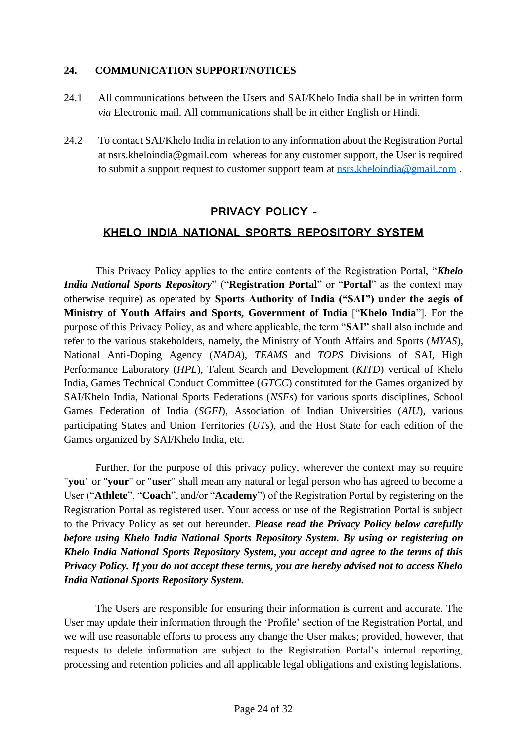## 24. COMMUNICATION SUPPORT/NOTICES

24.1 All communications between the Users and SAI/Khelo India shall be in written form *via* Electronic mail. All communications shall be in either English or Hindi.

24.2 To contact SAI/Khelo India in relation to any information about the Registration Portal at nsrs.kheloindia@gmail.com whereas for any customer support, the User is required to submit a support request to customer support team at nsrs.kheloindia@gmail.com .

# PRIVACY POLICY -

# KHELO INDIA NATIONAL SPORTS REPOSITORY SYSTEM

This Privacy Policy applies to the entire contents of the Registration Portal, "***Khelo India National Sports Repository***" ("**Registration Portal**" or "**Portal**" as the context may otherwise require) as operated by **Sports Authority of India ("SAI") under the aegis of Ministry of Youth Affairs and Sports, Government of India** ["**Khelo India**"]. For the purpose of this Privacy Policy, as and where applicable, the term "**SAI"** shall also include and refer to the various stakeholders, namely, the Ministry of Youth Affairs and Sports (*MYAS*), National Anti-Doping Agency (*NADA*), *TEAMS* and *TOPS* Divisions of SAI, High Performance Laboratory (*HPL*), Talent Search and Development (*KITD*) vertical of Khelo India, Games Technical Conduct Committee (*GTCC*) constituted for the Games organized by SAI/Khelo India, National Sports Federations (*NSFs*) for various sports disciplines, School Games Federation of India (*SGFI*), Association of Indian Universities (*AIU*), various participating States and Union Territories (*UTs*), and the Host State for each edition of the Games organized by SAI/Khelo India, etc.

Further, for the purpose of this privacy policy, wherever the context may so require "**you**" or "**your**" or "**user**" shall mean any natural or legal person who has agreed to become a User ("**Athlete**", "**Coach**", and/or "**Academy**") of the Registration Portal by registering on the Registration Portal as registered user. Your access or use of the Registration Portal is subject to the Privacy Policy as set out hereunder. ***Please read the Privacy Policy below carefully before using Khelo India National Sports Repository System. By using or registering on Khelo India National Sports Repository System, you accept and agree to the terms of this Privacy Policy. If you do not accept these terms, you are hereby advised not to access Khelo India National Sports Repository System.***

The Users are responsible for ensuring their information is current and accurate. The User may update their information through the 'Profile' section of the Registration Portal, and we will use reasonable efforts to process any change the User makes; provided, however, that requests to delete information are subject to the Registration Portal's internal reporting, processing and retention policies and all applicable legal obligations and existing legislations.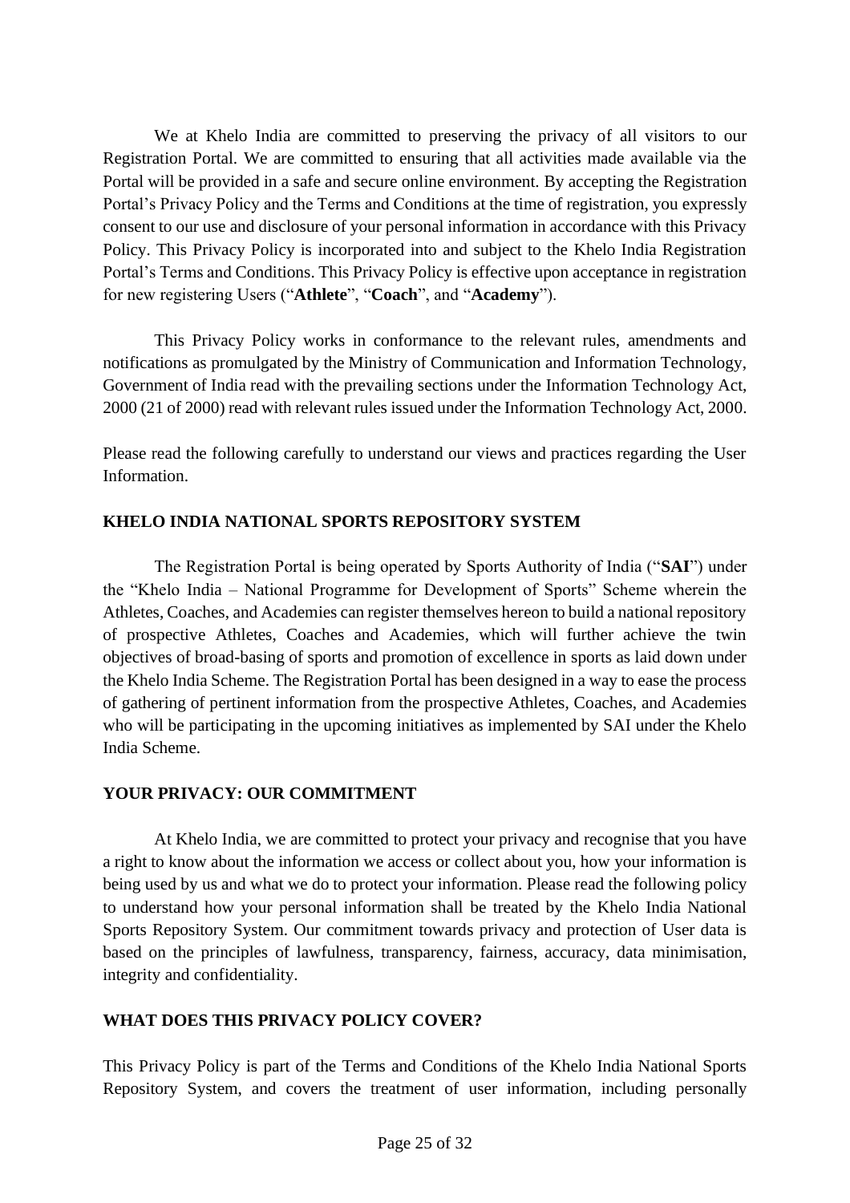We at Khelo India are committed to preserving the privacy of all visitors to our Registration Portal. We are committed to ensuring that all activities made available via the Portal will be provided in a safe and secure online environment. By accepting the Registration Portal's Privacy Policy and the Terms and Conditions at the time of registration, you expressly consent to our use and disclosure of your personal information in accordance with this Privacy Policy. This Privacy Policy is incorporated into and subject to the Khelo India Registration Portal's Terms and Conditions. This Privacy Policy is effective upon acceptance in registration for new registering Users ("**Athlete**", "**Coach**", and "**Academy**").

This Privacy Policy works in conformance to the relevant rules, amendments and notifications as promulgated by the Ministry of Communication and Information Technology, Government of India read with the prevailing sections under the Information Technology Act, 2000 (21 of 2000) read with relevant rules issued under the Information Technology Act, 2000.

Please read the following carefully to understand our views and practices regarding the User Information.

## KHELO INDIA NATIONAL SPORTS REPOSITORY SYSTEM

The Registration Portal is being operated by Sports Authority of India ("**SAI**") under the "Khelo India – National Programme for Development of Sports" Scheme wherein the Athletes, Coaches, and Academies can register themselves hereon to build a national repository of prospective Athletes, Coaches and Academies, which will further achieve the twin objectives of broad-basing of sports and promotion of excellence in sports as laid down under the Khelo India Scheme. The Registration Portal has been designed in a way to ease the process of gathering of pertinent information from the prospective Athletes, Coaches, and Academies who will be participating in the upcoming initiatives as implemented by SAI under the Khelo India Scheme.

## YOUR PRIVACY: OUR COMMITMENT

At Khelo India, we are committed to protect your privacy and recognise that you have a right to know about the information we access or collect about you, how your information is being used by us and what we do to protect your information. Please read the following policy to understand how your personal information shall be treated by the Khelo India National Sports Repository System. Our commitment towards privacy and protection of User data is based on the principles of lawfulness, transparency, fairness, accuracy, data minimisation, integrity and confidentiality.

## WHAT DOES THIS PRIVACY POLICY COVER?

This Privacy Policy is part of the Terms and Conditions of the Khelo India National Sports Repository System, and covers the treatment of user information, including personally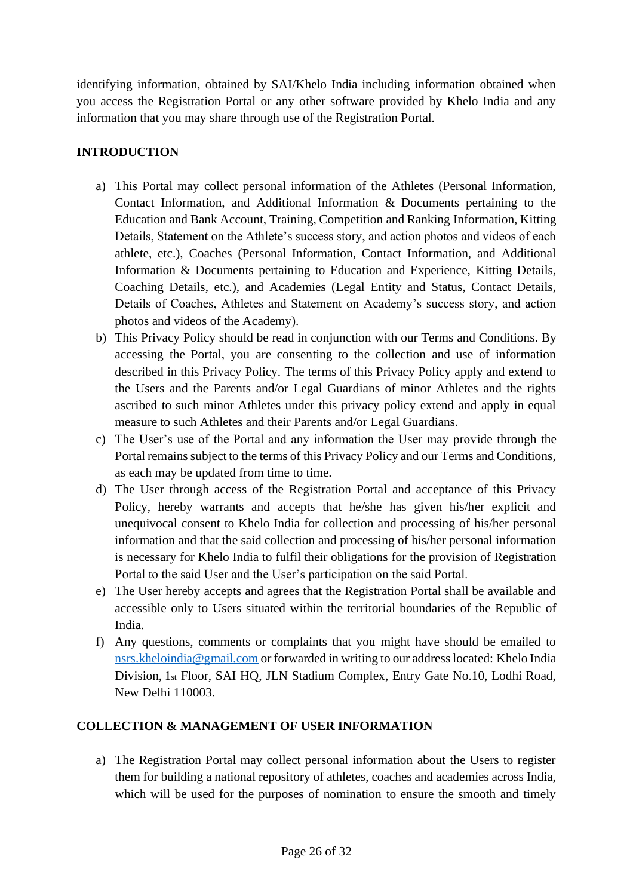identifying information, obtained by SAI/Khelo India including information obtained when you access the Registration Portal or any other software provided by Khelo India and any information that you may share through use of the Registration Portal.

**INTRODUCTION**

a) This Portal may collect personal information of the Athletes (Personal Information, Contact Information, and Additional Information & Documents pertaining to the Education and Bank Account, Training, Competition and Ranking Information, Kitting Details, Statement on the Athlete's success story, and action photos and videos of each athlete, etc.), Coaches (Personal Information, Contact Information, and Additional Information & Documents pertaining to Education and Experience, Kitting Details, Coaching Details, etc.), and Academies (Legal Entity and Status, Contact Details, Details of Coaches, Athletes and Statement on Academy's success story, and action photos and videos of the Academy).

b) This Privacy Policy should be read in conjunction with our Terms and Conditions. By accessing the Portal, you are consenting to the collection and use of information described in this Privacy Policy. The terms of this Privacy Policy apply and extend to the Users and the Parents and/or Legal Guardians of minor Athletes and the rights ascribed to such minor Athletes under this privacy policy extend and apply in equal measure to such Athletes and their Parents and/or Legal Guardians.

c) The User's use of the Portal and any information the User may provide through the Portal remains subject to the terms of this Privacy Policy and our Terms and Conditions, as each may be updated from time to time.

d) The User through access of the Registration Portal and acceptance of this Privacy Policy, hereby warrants and accepts that he/she has given his/her explicit and unequivocal consent to Khelo India for collection and processing of his/her personal information and that the said collection and processing of his/her personal information is necessary for Khelo India to fulfil their obligations for the provision of Registration Portal to the said User and the User's participation on the said Portal.

e) The User hereby accepts and agrees that the Registration Portal shall be available and accessible only to Users situated within the territorial boundaries of the Republic of India.

f) Any questions, comments or complaints that you might have should be emailed to nsrs.kheloindia@gmail.com or forwarded in writing to our address located: Khelo India Division, 1st Floor, SAI HQ, JLN Stadium Complex, Entry Gate No.10, Lodhi Road, New Delhi 110003.

**COLLECTION & MANAGEMENT OF USER INFORMATION**

a) The Registration Portal may collect personal information about the Users to register them for building a national repository of athletes, coaches and academies across India, which will be used for the purposes of nomination to ensure the smooth and timely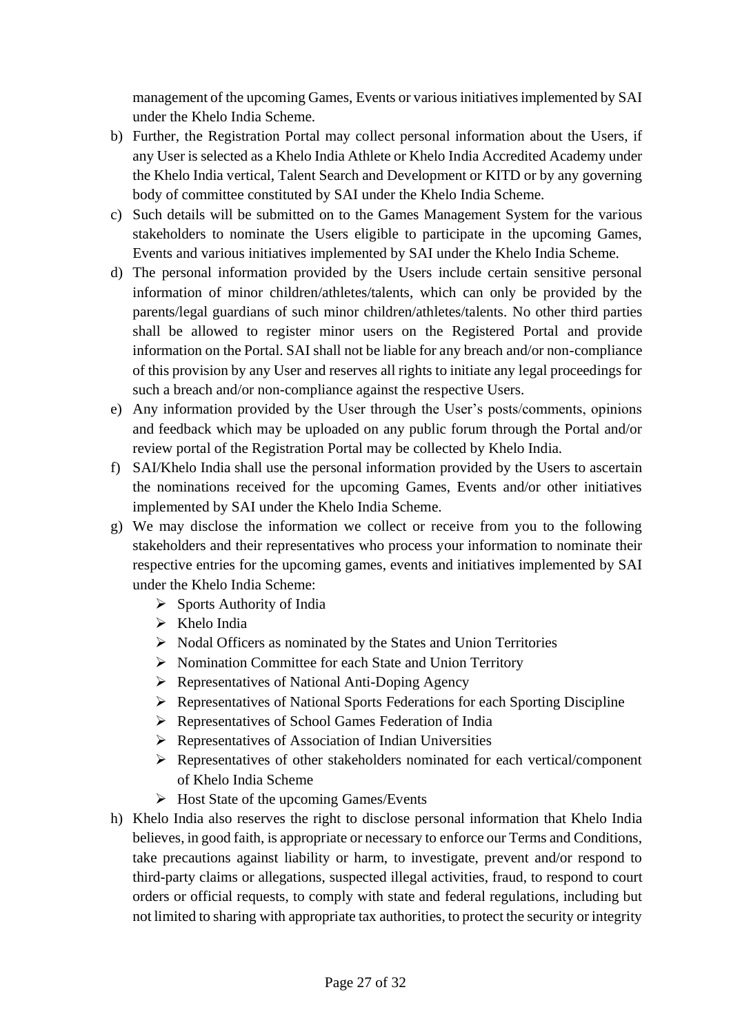management of the upcoming Games, Events or various initiatives implemented by SAI under the Khelo India Scheme.

b) Further, the Registration Portal may collect personal information about the Users, if any User is selected as a Khelo India Athlete or Khelo India Accredited Academy under the Khelo India vertical, Talent Search and Development or KITD or by any governing body of committee constituted by SAI under the Khelo India Scheme.

c) Such details will be submitted on to the Games Management System for the various stakeholders to nominate the Users eligible to participate in the upcoming Games, Events and various initiatives implemented by SAI under the Khelo India Scheme.

d) The personal information provided by the Users include certain sensitive personal information of minor children/athletes/talents, which can only be provided by the parents/legal guardians of such minor children/athletes/talents. No other third parties shall be allowed to register minor users on the Registered Portal and provide information on the Portal. SAI shall not be liable for any breach and/or non-compliance of this provision by any User and reserves all rights to initiate any legal proceedings for such a breach and/or non-compliance against the respective Users.

e) Any information provided by the User through the User's posts/comments, opinions and feedback which may be uploaded on any public forum through the Portal and/or review portal of the Registration Portal may be collected by Khelo India.

f) SAI/Khelo India shall use the personal information provided by the Users to ascertain the nominations received for the upcoming Games, Events and/or other initiatives implemented by SAI under the Khelo India Scheme.

g) We may disclose the information we collect or receive from you to the following stakeholders and their representatives who process your information to nominate their respective entries for the upcoming games, events and initiatives implemented by SAI under the Khelo India Scheme:
   - Sports Authority of India
   - Khelo India
   - Nodal Officers as nominated by the States and Union Territories
   - Nomination Committee for each State and Union Territory
   - Representatives of National Anti-Doping Agency
   - Representatives of National Sports Federations for each Sporting Discipline
   - Representatives of School Games Federation of India
   - Representatives of Association of Indian Universities
   - Representatives of other stakeholders nominated for each vertical/component of Khelo India Scheme
   - Host State of the upcoming Games/Events

h) Khelo India also reserves the right to disclose personal information that Khelo India believes, in good faith, is appropriate or necessary to enforce our Terms and Conditions, take precautions against liability or harm, to investigate, prevent and/or respond to third-party claims or allegations, suspected illegal activities, fraud, to respond to court orders or official requests, to comply with state and federal regulations, including but not limited to sharing with appropriate tax authorities, to protect the security or integrity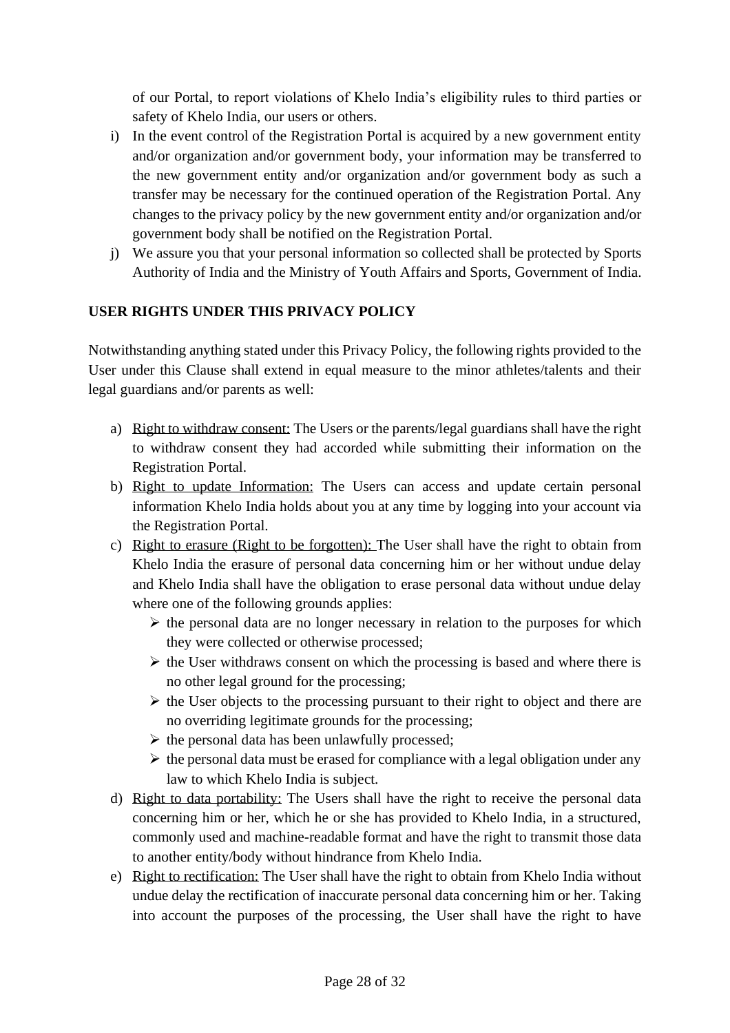of our Portal, to report violations of Khelo India's eligibility rules to third parties or safety of Khelo India, our users or others.

i) In the event control of the Registration Portal is acquired by a new government entity and/or organization and/or government body, your information may be transferred to the new government entity and/or organization and/or government body as such a transfer may be necessary for the continued operation of the Registration Portal. Any changes to the privacy policy by the new government entity and/or organization and/or government body shall be notified on the Registration Portal.
j) We assure you that your personal information so collected shall be protected by Sports Authority of India and the Ministry of Youth Affairs and Sports, Government of India.

**USER RIGHTS UNDER THIS PRIVACY POLICY**

Notwithstanding anything stated under this Privacy Policy, the following rights provided to the User under this Clause shall extend in equal measure to the minor athletes/talents and their legal guardians and/or parents as well:

a) Right to withdraw consent: The Users or the parents/legal guardians shall have the right to withdraw consent they had accorded while submitting their information on the Registration Portal.
b) Right to update Information: The Users can access and update certain personal information Khelo India holds about you at any time by logging into your account via the Registration Portal.
c) Right to erasure (Right to be forgotten): The User shall have the right to obtain from Khelo India the erasure of personal data concerning him or her without undue delay and Khelo India shall have the obligation to erase personal data without undue delay where one of the following grounds applies:
    - the personal data are no longer necessary in relation to the purposes for which they were collected or otherwise processed;
    - the User withdraws consent on which the processing is based and where there is no other legal ground for the processing;
    - the User objects to the processing pursuant to their right to object and there are no overriding legitimate grounds for the processing;
    - the personal data has been unlawfully processed;
    - the personal data must be erased for compliance with a legal obligation under any law to which Khelo India is subject.
d) Right to data portability: The Users shall have the right to receive the personal data concerning him or her, which he or she has provided to Khelo India, in a structured, commonly used and machine-readable format and have the right to transmit those data to another entity/body without hindrance from Khelo India.
e) Right to rectification: The User shall have the right to obtain from Khelo India without undue delay the rectification of inaccurate personal data concerning him or her. Taking into account the purposes of the processing, the User shall have the right to have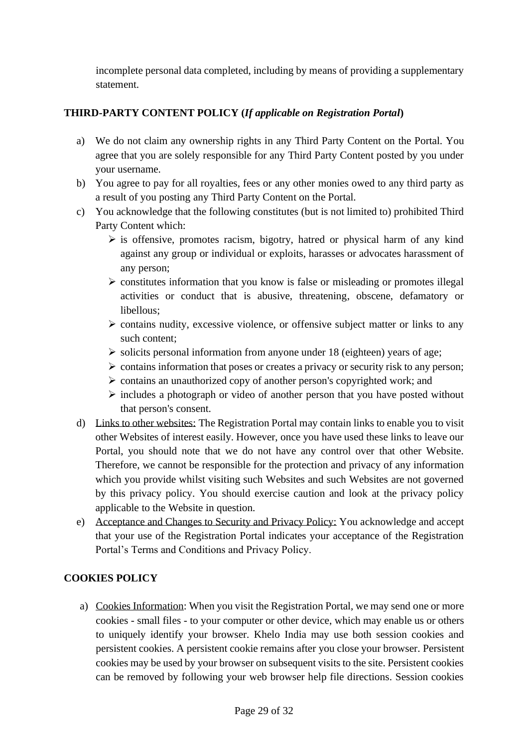incomplete personal data completed, including by means of providing a supplementary statement.

**THIRD-PARTY CONTENT POLICY (*If applicable on Registration Portal*)**

a) We do not claim any ownership rights in any Third Party Content on the Portal. You agree that you are solely responsible for any Third Party Content posted by you under your username.
b) You agree to pay for all royalties, fees or any other monies owed to any third party as a result of you posting any Third Party Content on the Portal.
c) You acknowledge that the following constitutes (but is not limited to) prohibited Third Party Content which:
   - is offensive, promotes racism, bigotry, hatred or physical harm of any kind against any group or individual or exploits, harasses or advocates harassment of any person;
   - constitutes information that you know is false or misleading or promotes illegal activities or conduct that is abusive, threatening, obscene, defamatory or libellous;
   - contains nudity, excessive violence, or offensive subject matter or links to any such content;
   - solicits personal information from anyone under 18 (eighteen) years of age;
   - contains information that poses or creates a privacy or security risk to any person;
   - contains an unauthorized copy of another person's copyrighted work; and
   - includes a photograph or video of another person that you have posted without that person's consent.
d) Links to other websites: The Registration Portal may contain links to enable you to visit other Websites of interest easily. However, once you have used these links to leave our Portal, you should note that we do not have any control over that other Website. Therefore, we cannot be responsible for the protection and privacy of any information which you provide whilst visiting such Websites and such Websites are not governed by this privacy policy. You should exercise caution and look at the privacy policy applicable to the Website in question.
e) Acceptance and Changes to Security and Privacy Policy: You acknowledge and accept that your use of the Registration Portal indicates your acceptance of the Registration Portal's Terms and Conditions and Privacy Policy.

**COOKIES POLICY**

a) Cookies Information: When you visit the Registration Portal, we may send one or more cookies - small files - to your computer or other device, which may enable us or others to uniquely identify your browser. Khelo India may use both session cookies and persistent cookies. A persistent cookie remains after you close your browser. Persistent cookies may be used by your browser on subsequent visits to the site. Persistent cookies can be removed by following your web browser help file directions. Session cookies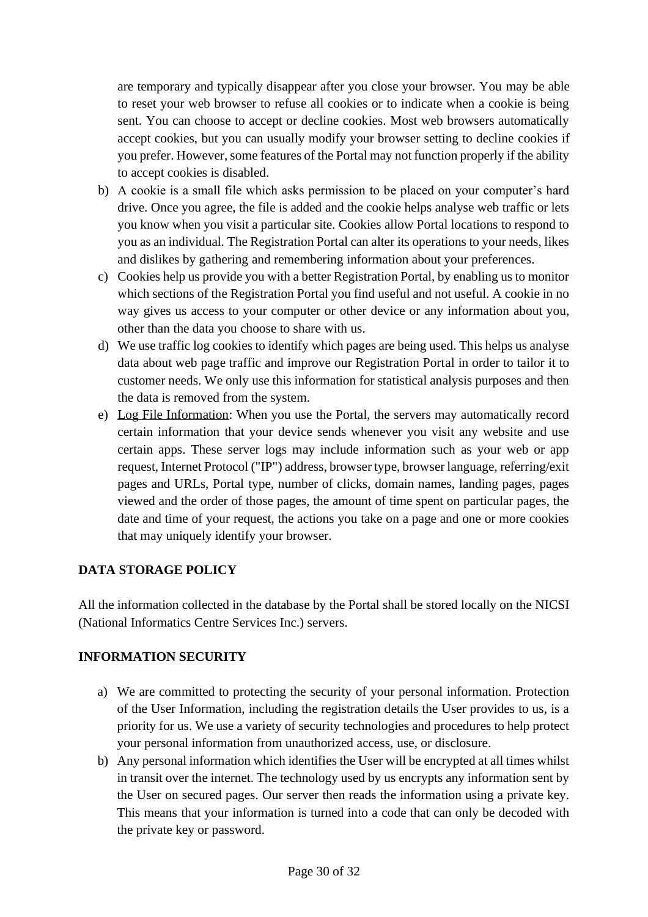are temporary and typically disappear after you close your browser. You may be able to reset your web browser to refuse all cookies or to indicate when a cookie is being sent. You can choose to accept or decline cookies. Most web browsers automatically accept cookies, but you can usually modify your browser setting to decline cookies if you prefer. However, some features of the Portal may not function properly if the ability to accept cookies is disabled.

b) A cookie is a small file which asks permission to be placed on your computer's hard drive. Once you agree, the file is added and the cookie helps analyse web traffic or lets you know when you visit a particular site. Cookies allow Portal locations to respond to you as an individual. The Registration Portal can alter its operations to your needs, likes and dislikes by gathering and remembering information about your preferences.

c) Cookies help us provide you with a better Registration Portal, by enabling us to monitor which sections of the Registration Portal you find useful and not useful. A cookie in no way gives us access to your computer or other device or any information about you, other than the data you choose to share with us.

d) We use traffic log cookies to identify which pages are being used. This helps us analyse data about web page traffic and improve our Registration Portal in order to tailor it to customer needs. We only use this information for statistical analysis purposes and then the data is removed from the system.

e) <u>Log File Information</u>: When you use the Portal, the servers may automatically record certain information that your device sends whenever you visit any website and use certain apps. These server logs may include information such as your web or app request, Internet Protocol ("IP") address, browser type, browser language, referring/exit pages and URLs, Portal type, number of clicks, domain names, landing pages, pages viewed and the order of those pages, the amount of time spent on particular pages, the date and time of your request, the actions you take on a page and one or more cookies that may uniquely identify your browser.

**DATA STORAGE POLICY**

All the information collected in the database by the Portal shall be stored locally on the NICSI (National Informatics Centre Services Inc.) servers.

**INFORMATION SECURITY**

a) We are committed to protecting the security of your personal information. Protection of the User Information, including the registration details the User provides to us, is a priority for us. We use a variety of security technologies and procedures to help protect your personal information from unauthorized access, use, or disclosure.

b) Any personal information which identifies the User will be encrypted at all times whilst in transit over the internet. The technology used by us encrypts any information sent by the User on secured pages. Our server then reads the information using a private key. This means that your information is turned into a code that can only be decoded with the private key or password.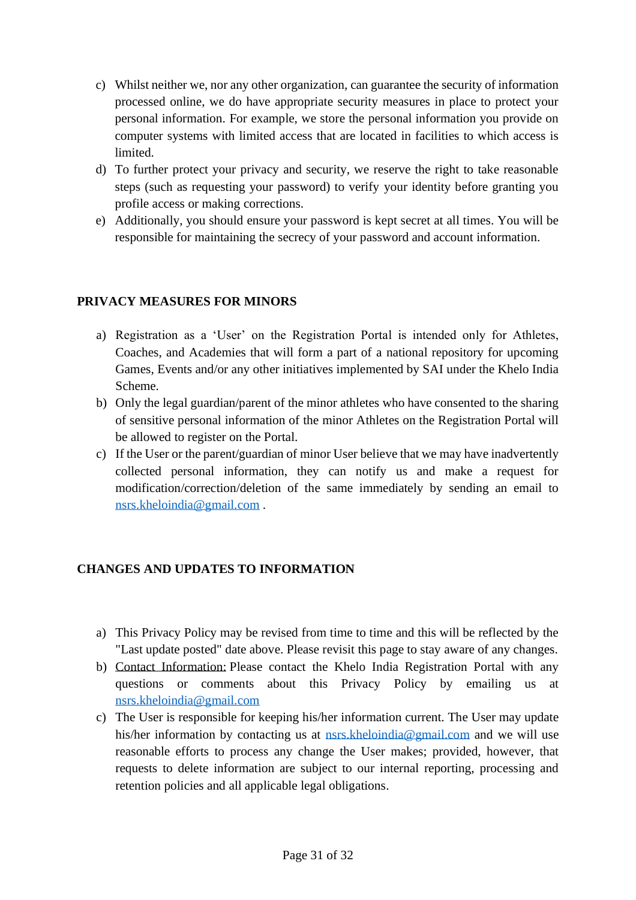c) Whilst neither we, nor any other organization, can guarantee the security of information processed online, we do have appropriate security measures in place to protect your personal information. For example, we store the personal information you provide on computer systems with limited access that are located in facilities to which access is limited.

d) To further protect your privacy and security, we reserve the right to take reasonable steps (such as requesting your password) to verify your identity before granting you profile access or making corrections.

e) Additionally, you should ensure your password is kept secret at all times. You will be responsible for maintaining the secrecy of your password and account information.

**PRIVACY MEASURES FOR MINORS**

a) Registration as a 'User' on the Registration Portal is intended only for Athletes, Coaches, and Academies that will form a part of a national repository for upcoming Games, Events and/or any other initiatives implemented by SAI under the Khelo India Scheme.

b) Only the legal guardian/parent of the minor athletes who have consented to the sharing of sensitive personal information of the minor Athletes on the Registration Portal will be allowed to register on the Portal.

c) If the User or the parent/guardian of minor User believe that we may have inadvertently collected personal information, they can notify us and make a request for modification/correction/deletion of the same immediately by sending an email to nsrs.kheloindia@gmail.com .

**CHANGES AND UPDATES TO INFORMATION**

a) This Privacy Policy may be revised from time to time and this will be reflected by the "Last update posted" date above. Please revisit this page to stay aware of any changes.

b) Contact Information: Please contact the Khelo India Registration Portal with any questions or comments about this Privacy Policy by emailing us at nsrs.kheloindia@gmail.com

c) The User is responsible for keeping his/her information current. The User may update his/her information by contacting us at nsrs.kheloindia@gmail.com and we will use reasonable efforts to process any change the User makes; provided, however, that requests to delete information are subject to our internal reporting, processing and retention policies and all applicable legal obligations.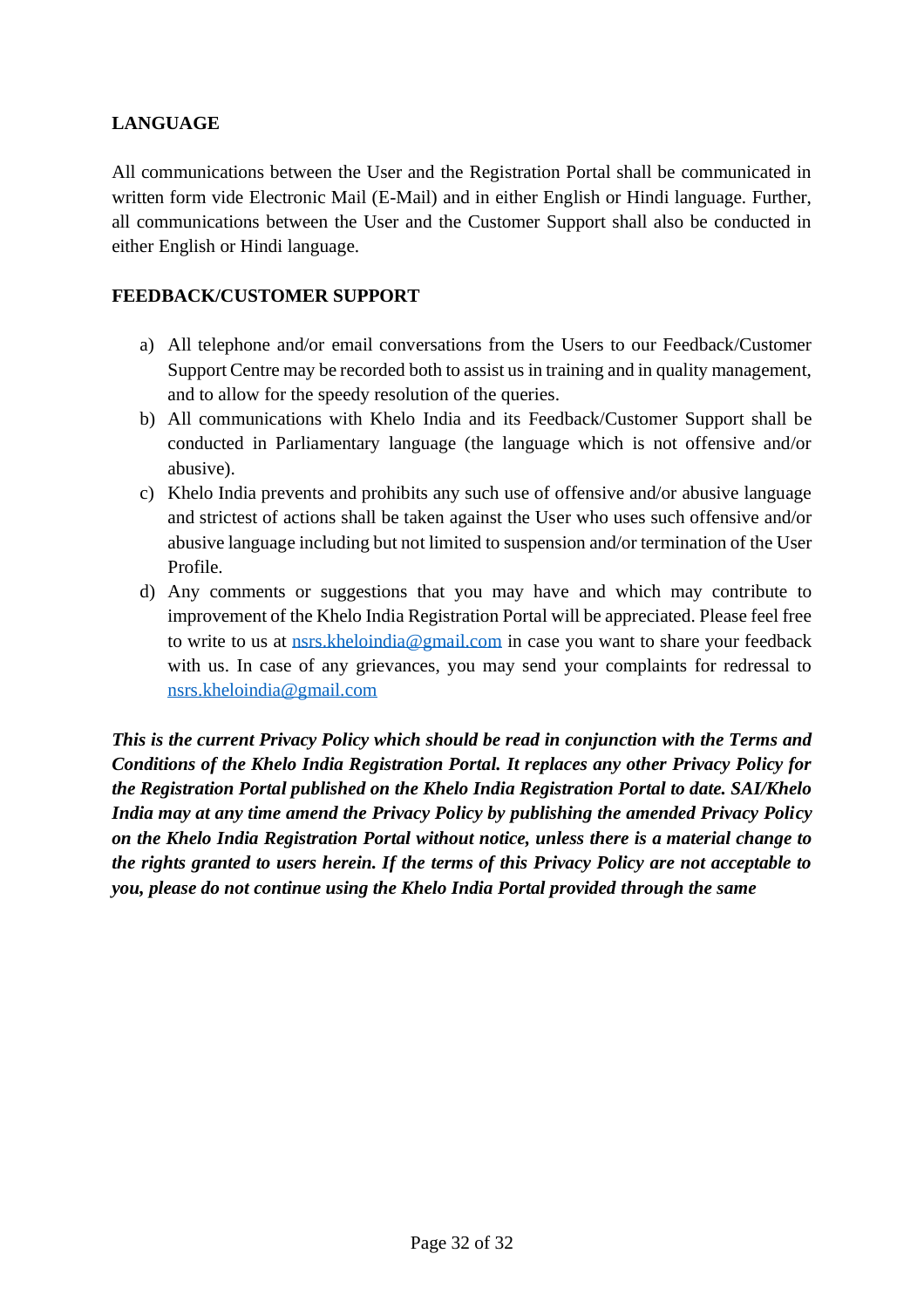**LANGUAGE**

All communications between the User and the Registration Portal shall be communicated in written form vide Electronic Mail (E-Mail) and in either English or Hindi language. Further, all communications between the User and the Customer Support shall also be conducted in either English or Hindi language.

**FEEDBACK/CUSTOMER SUPPORT**

a) All telephone and/or email conversations from the Users to our Feedback/Customer Support Centre may be recorded both to assist us in training and in quality management, and to allow for the speedy resolution of the queries.
b) All communications with Khelo India and its Feedback/Customer Support shall be conducted in Parliamentary language (the language which is not offensive and/or abusive).
c) Khelo India prevents and prohibits any such use of offensive and/or abusive language and strictest of actions shall be taken against the User who uses such offensive and/or abusive language including but not limited to suspension and/or termination of the User Profile.
d) Any comments or suggestions that you may have and which may contribute to improvement of the Khelo India Registration Portal will be appreciated. Please feel free to write to us at nsrs.kheloindia@gmail.com in case you want to share your feedback with us. In case of any grievances, you may send your complaints for redressal to nsrs.kheloindia@gmail.com

***This is the current Privacy Policy which should be read in conjunction with the Terms and Conditions of the Khelo India Registration Portal. It replaces any other Privacy Policy for the Registration Portal published on the Khelo India Registration Portal to date. SAI/Khelo India may at any time amend the Privacy Policy by publishing the amended Privacy Policy on the Khelo India Registration Portal without notice, unless there is a material change to the rights granted to users herein. If the terms of this Privacy Policy are not acceptable to you, please do not continue using the Khelo India Portal provided through the same***